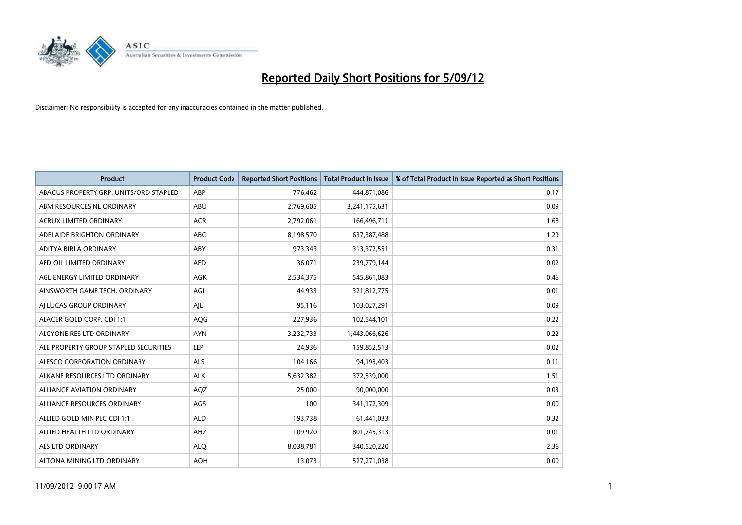# Reported Daily Short Positions for 5/09/12

Disclaimer: No responsibility is accepted for any inaccuracies contained in the matter published.

| Product | Product Code | Reported Short Positions | Total Product in Issue | % of Total Product in Issue Reported as Short Positions |
|---|---|---|---|---|
| ABACUS PROPERTY GRP. UNITS/ORD STAPLED | ABP | 776,462 | 444,871,086 | 0.17 |
| ABM RESOURCES NL ORDINARY | ABU | 2,769,605 | 3,241,175,631 | 0.09 |
| ACRUX LIMITED ORDINARY | ACR | 2,792,061 | 166,496,711 | 1.68 |
| ADELAIDE BRIGHTON ORDINARY | ABC | 8,198,570 | 637,387,488 | 1.29 |
| ADITYA BIRLA ORDINARY | ABY | 973,343 | 313,372,551 | 0.31 |
| AED OIL LIMITED ORDINARY | AED | 36,071 | 239,779,144 | 0.02 |
| AGL ENERGY LIMITED ORDINARY | AGK | 2,534,375 | 545,861,083 | 0.46 |
| AINSWORTH GAME TECH. ORDINARY | AGI | 44,933 | 321,812,775 | 0.01 |
| AJ LUCAS GROUP ORDINARY | AJL | 95,116 | 103,027,291 | 0.09 |
| ALACER GOLD CORP. CDI 1:1 | AQG | 227,936 | 102,544,101 | 0.22 |
| ALCYONE RES LTD ORDINARY | AYN | 3,232,733 | 1,443,066,626 | 0.22 |
| ALE PROPERTY GROUP STAPLED SECURITIES | LEP | 24,936 | 159,852,513 | 0.02 |
| ALESCO CORPORATION ORDINARY | ALS | 104,166 | 94,193,403 | 0.11 |
| ALKANE RESOURCES LTD ORDINARY | ALK | 5,632,382 | 372,539,000 | 1.51 |
| ALLIANCE AVIATION ORDINARY | AQZ | 25,000 | 90,000,000 | 0.03 |
| ALLIANCE RESOURCES ORDINARY | AGS | 100 | 341,172,309 | 0.00 |
| ALLIED GOLD MIN PLC CDI 1:1 | ALD | 193,738 | 61,441,033 | 0.32 |
| ALLIED HEALTH LTD ORDINARY | AHZ | 109,920 | 801,745,313 | 0.01 |
| ALS LTD ORDINARY | ALQ | 8,038,781 | 340,520,220 | 2.36 |
| ALTONA MINING LTD ORDINARY | AOH | 13,073 | 527,271,038 | 0.00 |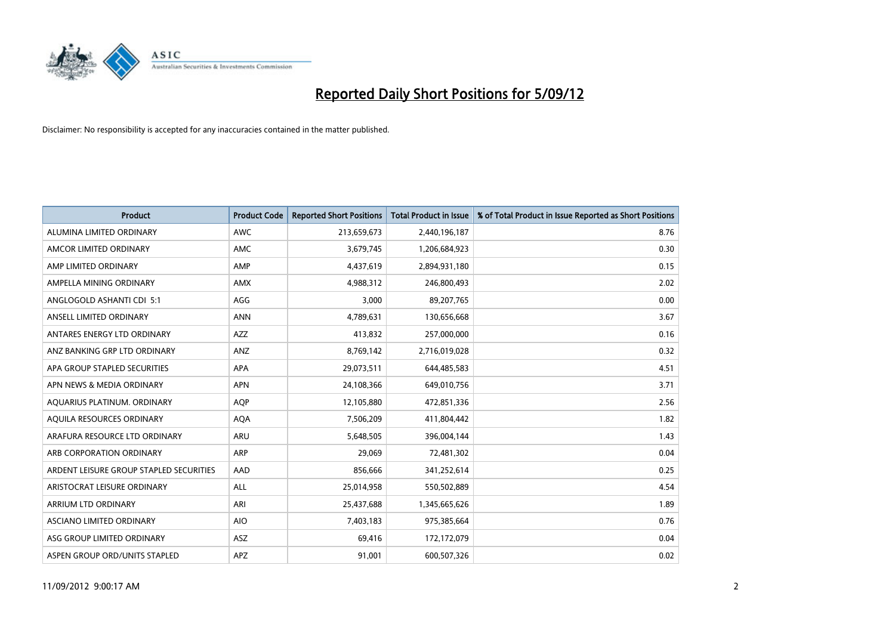# Reported Daily Short Positions for 5/09/12

Disclaimer: No responsibility is accepted for any inaccuracies contained in the matter published.

| Product | Product Code | Reported Short Positions | Total Product in Issue | % of Total Product in Issue Reported as Short Positions |
|---|---|---|---|---|
| ALUMINA LIMITED ORDINARY | AWC | 213,659,673 | 2,440,196,187 | 8.76 |
| AMCOR LIMITED ORDINARY | AMC | 3,679,745 | 1,206,684,923 | 0.30 |
| AMP LIMITED ORDINARY | AMP | 4,437,619 | 2,894,931,180 | 0.15 |
| AMPELLA MINING ORDINARY | AMX | 4,988,312 | 246,800,493 | 2.02 |
| ANGLOGOLD ASHANTI CDI 5:1 | AGG | 3,000 | 89,207,765 | 0.00 |
| ANSELL LIMITED ORDINARY | ANN | 4,789,631 | 130,656,668 | 3.67 |
| ANTARES ENERGY LTD ORDINARY | AZZ | 413,832 | 257,000,000 | 0.16 |
| ANZ BANKING GRP LTD ORDINARY | ANZ | 8,769,142 | 2,716,019,028 | 0.32 |
| APA GROUP STAPLED SECURITIES | APA | 29,073,511 | 644,485,583 | 4.51 |
| APN NEWS & MEDIA ORDINARY | APN | 24,108,366 | 649,010,756 | 3.71 |
| AQUARIUS PLATINUM. ORDINARY | AQP | 12,105,880 | 472,851,336 | 2.56 |
| AQUILA RESOURCES ORDINARY | AQA | 7,506,209 | 411,804,442 | 1.82 |
| ARAFURA RESOURCE LTD ORDINARY | ARU | 5,648,505 | 396,004,144 | 1.43 |
| ARB CORPORATION ORDINARY | ARP | 29,069 | 72,481,302 | 0.04 |
| ARDENT LEISURE GROUP STAPLED SECURITIES | AAD | 856,666 | 341,252,614 | 0.25 |
| ARISTOCRAT LEISURE ORDINARY | ALL | 25,014,958 | 550,502,889 | 4.54 |
| ARRIUM LTD ORDINARY | ARI | 25,437,688 | 1,345,665,626 | 1.89 |
| ASCIANO LIMITED ORDINARY | AIO | 7,403,183 | 975,385,664 | 0.76 |
| ASG GROUP LIMITED ORDINARY | ASZ | 69,416 | 172,172,079 | 0.04 |
| ASPEN GROUP ORD/UNITS STAPLED | APZ | 91,001 | 600,507,326 | 0.02 |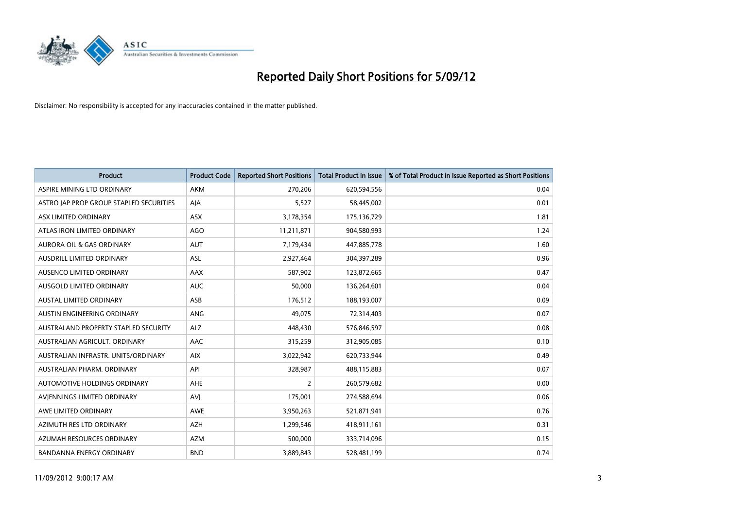# Reported Daily Short Positions for 5/09/12

Disclaimer: No responsibility is accepted for any inaccuracies contained in the matter published.

| Product | Product Code | Reported Short Positions | Total Product in Issue | % of Total Product in Issue Reported as Short Positions |
|---|---|---|---|---|
| ASPIRE MINING LTD ORDINARY | AKM | 270,206 | 620,594,556 | 0.04 |
| ASTRO JAP PROP GROUP STAPLED SECURITIES | AJA | 5,527 | 58,445,002 | 0.01 |
| ASX LIMITED ORDINARY | ASX | 3,178,354 | 175,136,729 | 1.81 |
| ATLAS IRON LIMITED ORDINARY | AGO | 11,211,871 | 904,580,993 | 1.24 |
| AURORA OIL & GAS ORDINARY | AUT | 7,179,434 | 447,885,778 | 1.60 |
| AUSDRILL LIMITED ORDINARY | ASL | 2,927,464 | 304,397,289 | 0.96 |
| AUSENCO LIMITED ORDINARY | AAX | 587,902 | 123,872,665 | 0.47 |
| AUSGOLD LIMITED ORDINARY | AUC | 50,000 | 136,264,601 | 0.04 |
| AUSTAL LIMITED ORDINARY | ASB | 176,512 | 188,193,007 | 0.09 |
| AUSTIN ENGINEERING ORDINARY | ANG | 49,075 | 72,314,403 | 0.07 |
| AUSTRALAND PROPERTY STAPLED SECURITY | ALZ | 448,430 | 576,846,597 | 0.08 |
| AUSTRALIAN AGRICULT. ORDINARY | AAC | 315,259 | 312,905,085 | 0.10 |
| AUSTRALIAN INFRASTR. UNITS/ORDINARY | AIX | 3,022,942 | 620,733,944 | 0.49 |
| AUSTRALIAN PHARM. ORDINARY | API | 328,987 | 488,115,883 | 0.07 |
| AUTOMOTIVE HOLDINGS ORDINARY | AHE | 2 | 260,579,682 | 0.00 |
| AVJENNINGS LIMITED ORDINARY | AVJ | 175,001 | 274,588,694 | 0.06 |
| AWE LIMITED ORDINARY | AWE | 3,950,263 | 521,871,941 | 0.76 |
| AZIMUTH RES LTD ORDINARY | AZH | 1,299,546 | 418,911,161 | 0.31 |
| AZUMAH RESOURCES ORDINARY | AZM | 500,000 | 333,714,096 | 0.15 |
| BANDANNA ENERGY ORDINARY | BND | 3,889,843 | 528,481,199 | 0.74 |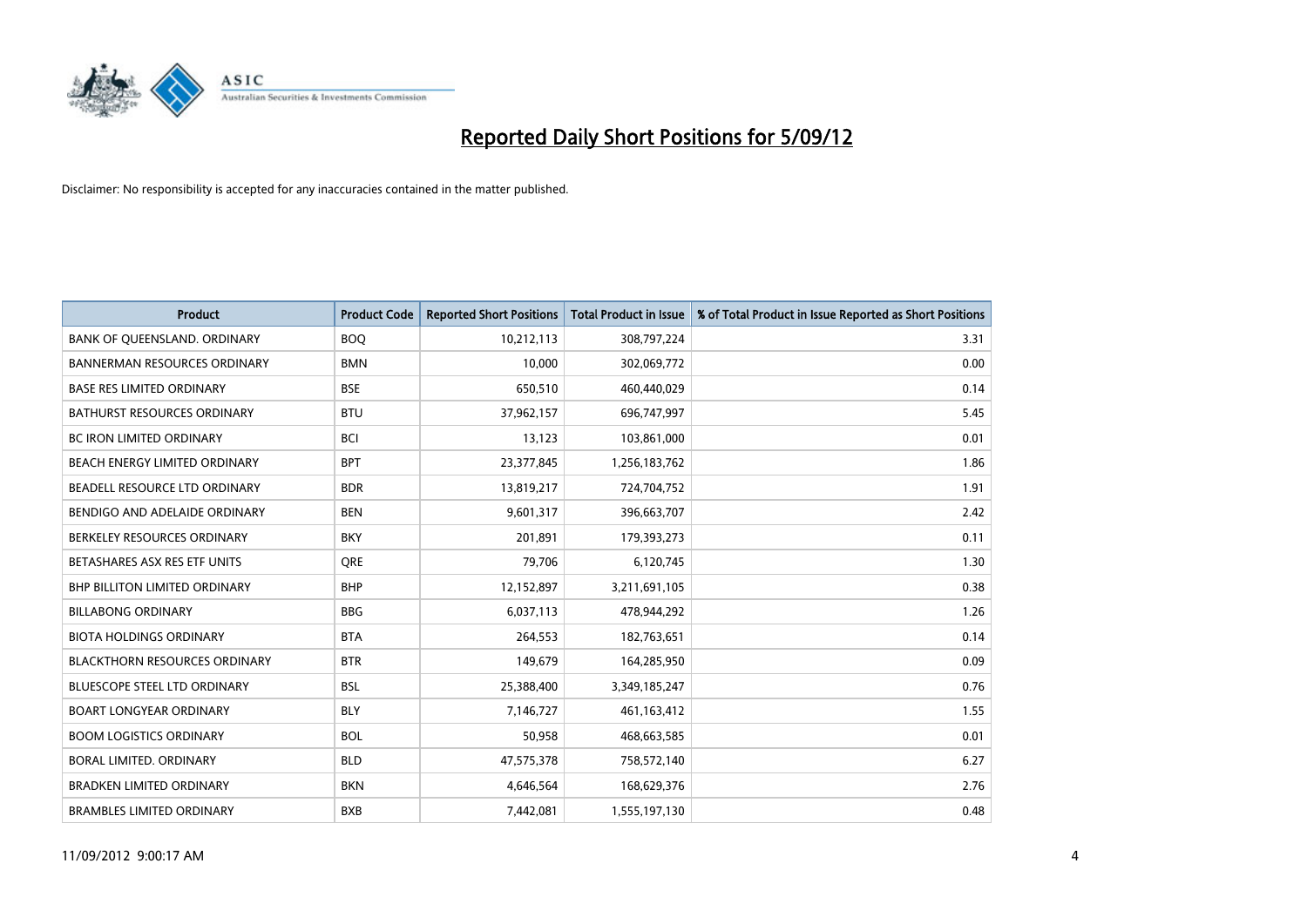# Reported Daily Short Positions for 5/09/12

Disclaimer: No responsibility is accepted for any inaccuracies contained in the matter published.

| Product | Product Code | Reported Short Positions | Total Product in Issue | % of Total Product in Issue Reported as Short Positions |
|---|---|---|---|---|
| BANK OF QUEENSLAND. ORDINARY | BOQ | 10,212,113 | 308,797,224 | 3.31 |
| BANNERMAN RESOURCES ORDINARY | BMN | 10,000 | 302,069,772 | 0.00 |
| BASE RES LIMITED ORDINARY | BSE | 650,510 | 460,440,029 | 0.14 |
| BATHURST RESOURCES ORDINARY | BTU | 37,962,157 | 696,747,997 | 5.45 |
| BC IRON LIMITED ORDINARY | BCI | 13,123 | 103,861,000 | 0.01 |
| BEACH ENERGY LIMITED ORDINARY | BPT | 23,377,845 | 1,256,183,762 | 1.86 |
| BEADELL RESOURCE LTD ORDINARY | BDR | 13,819,217 | 724,704,752 | 1.91 |
| BENDIGO AND ADELAIDE ORDINARY | BEN | 9,601,317 | 396,663,707 | 2.42 |
| BERKELEY RESOURCES ORDINARY | BKY | 201,891 | 179,393,273 | 0.11 |
| BETASHARES ASX RES ETF UNITS | QRE | 79,706 | 6,120,745 | 1.30 |
| BHP BILLITON LIMITED ORDINARY | BHP | 12,152,897 | 3,211,691,105 | 0.38 |
| BILLABONG ORDINARY | BBG | 6,037,113 | 478,944,292 | 1.26 |
| BIOTA HOLDINGS ORDINARY | BTA | 264,553 | 182,763,651 | 0.14 |
| BLACKTHORN RESOURCES ORDINARY | BTR | 149,679 | 164,285,950 | 0.09 |
| BLUESCOPE STEEL LTD ORDINARY | BSL | 25,388,400 | 3,349,185,247 | 0.76 |
| BOART LONGYEAR ORDINARY | BLY | 7,146,727 | 461,163,412 | 1.55 |
| BOOM LOGISTICS ORDINARY | BOL | 50,958 | 468,663,585 | 0.01 |
| BORAL LIMITED. ORDINARY | BLD | 47,575,378 | 758,572,140 | 6.27 |
| BRADKEN LIMITED ORDINARY | BKN | 4,646,564 | 168,629,376 | 2.76 |
| BRAMBLES LIMITED ORDINARY | BXB | 7,442,081 | 1,555,197,130 | 0.48 |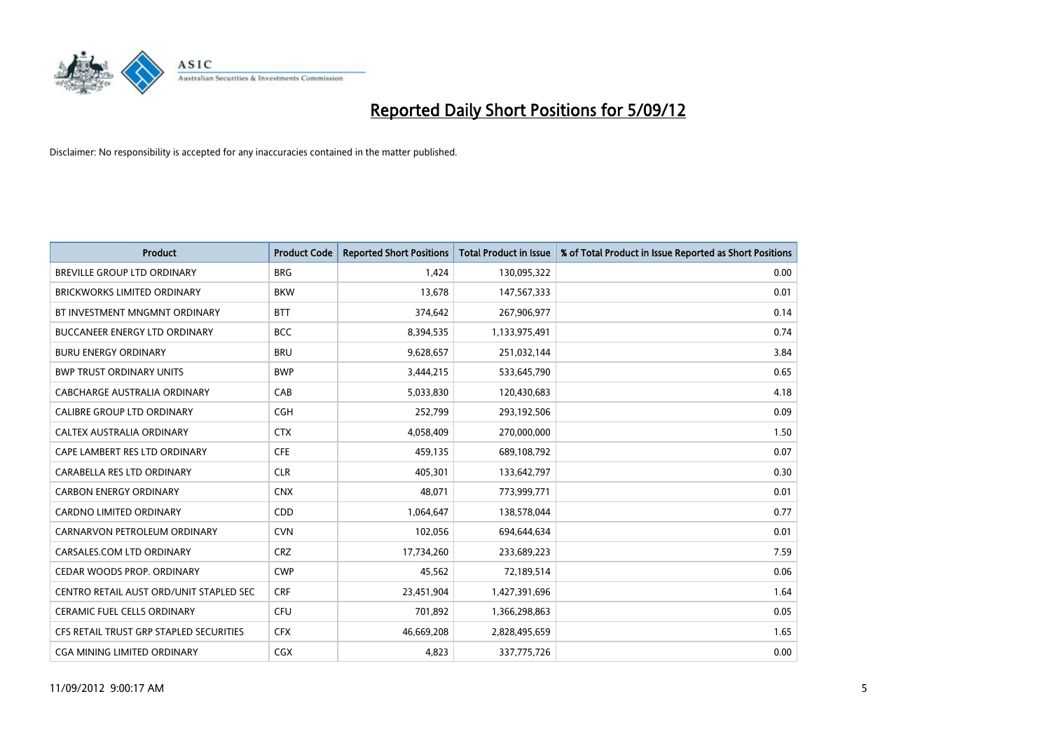# Reported Daily Short Positions for 5/09/12

Disclaimer: No responsibility is accepted for any inaccuracies contained in the matter published.

| Product | Product Code | Reported Short Positions | Total Product in Issue | % of Total Product in Issue Reported as Short Positions |
|---|---|---|---|---|
| BREVILLE GROUP LTD ORDINARY | BRG | 1,424 | 130,095,322 | 0.00 |
| BRICKWORKS LIMITED ORDINARY | BKW | 13,678 | 147,567,333 | 0.01 |
| BT INVESTMENT MNGMNT ORDINARY | BTT | 374,642 | 267,906,977 | 0.14 |
| BUCCANEER ENERGY LTD ORDINARY | BCC | 8,394,535 | 1,133,975,491 | 0.74 |
| BURU ENERGY ORDINARY | BRU | 9,628,657 | 251,032,144 | 3.84 |
| BWP TRUST ORDINARY UNITS | BWP | 3,444,215 | 533,645,790 | 0.65 |
| CABCHARGE AUSTRALIA ORDINARY | CAB | 5,033,830 | 120,430,683 | 4.18 |
| CALIBRE GROUP LTD ORDINARY | CGH | 252,799 | 293,192,506 | 0.09 |
| CALTEX AUSTRALIA ORDINARY | CTX | 4,058,409 | 270,000,000 | 1.50 |
| CAPE LAMBERT RES LTD ORDINARY | CFE | 459,135 | 689,108,792 | 0.07 |
| CARABELLA RES LTD ORDINARY | CLR | 405,301 | 133,642,797 | 0.30 |
| CARBON ENERGY ORDINARY | CNX | 48,071 | 773,999,771 | 0.01 |
| CARDNO LIMITED ORDINARY | CDD | 1,064,647 | 138,578,044 | 0.77 |
| CARNARVON PETROLEUM ORDINARY | CVN | 102,056 | 694,644,634 | 0.01 |
| CARSALES.COM LTD ORDINARY | CRZ | 17,734,260 | 233,689,223 | 7.59 |
| CEDAR WOODS PROP. ORDINARY | CWP | 45,562 | 72,189,514 | 0.06 |
| CENTRO RETAIL AUST ORD/UNIT STAPLED SEC | CRF | 23,451,904 | 1,427,391,696 | 1.64 |
| CERAMIC FUEL CELLS ORDINARY | CFU | 701,892 | 1,366,298,863 | 0.05 |
| CFS RETAIL TRUST GRP STAPLED SECURITIES | CFX | 46,669,208 | 2,828,495,659 | 1.65 |
| CGA MINING LIMITED ORDINARY | CGX | 4,823 | 337,775,726 | 0.00 |

11/09/2012 9:00:17 AM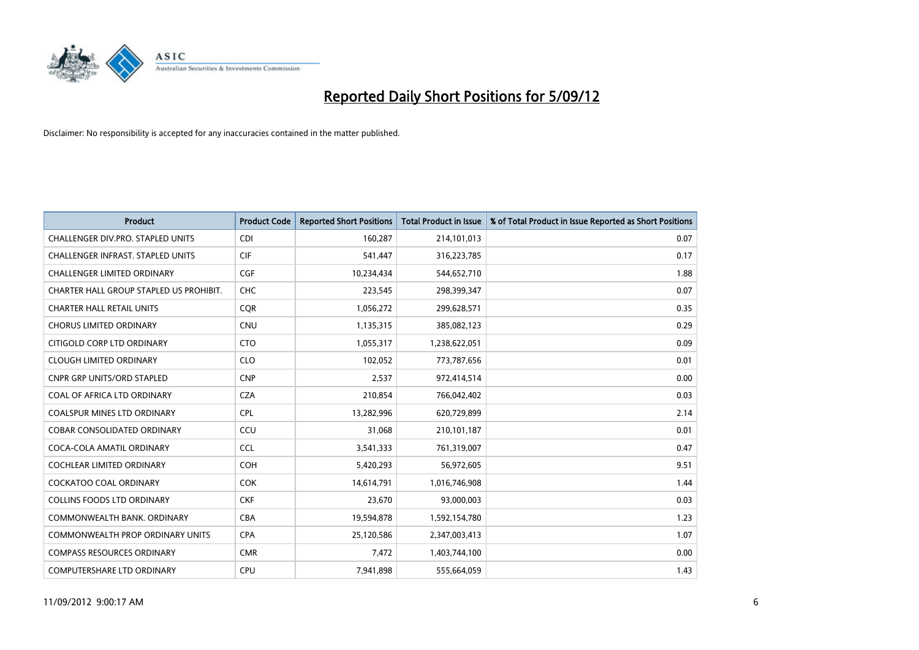# Reported Daily Short Positions for 5/09/12

Disclaimer: No responsibility is accepted for any inaccuracies contained in the matter published.

| Product | Product Code | Reported Short Positions | Total Product in Issue | % of Total Product in Issue Reported as Short Positions |
|---|---|---|---|---|
| CHALLENGER DIV.PRO. STAPLED UNITS | CDI | 160,287 | 214,101,013 | 0.07 |
| CHALLENGER INFRAST. STAPLED UNITS | CIF | 541,447 | 316,223,785 | 0.17 |
| CHALLENGER LIMITED ORDINARY | CGF | 10,234,434 | 544,652,710 | 1.88 |
| CHARTER HALL GROUP STAPLED US PROHIBIT. | CHC | 223,545 | 298,399,347 | 0.07 |
| CHARTER HALL RETAIL UNITS | CQR | 1,056,272 | 299,628,571 | 0.35 |
| CHORUS LIMITED ORDINARY | CNU | 1,135,315 | 385,082,123 | 0.29 |
| CITIGOLD CORP LTD ORDINARY | CTO | 1,055,317 | 1,238,622,051 | 0.09 |
| CLOUGH LIMITED ORDINARY | CLO | 102,052 | 773,787,656 | 0.01 |
| CNPR GRP UNITS/ORD STAPLED | CNP | 2,537 | 972,414,514 | 0.00 |
| COAL OF AFRICA LTD ORDINARY | CZA | 210,854 | 766,042,402 | 0.03 |
| COALSPUR MINES LTD ORDINARY | CPL | 13,282,996 | 620,729,899 | 2.14 |
| COBAR CONSOLIDATED ORDINARY | CCU | 31,068 | 210,101,187 | 0.01 |
| COCA-COLA AMATIL ORDINARY | CCL | 3,541,333 | 761,319,007 | 0.47 |
| COCHLEAR LIMITED ORDINARY | COH | 5,420,293 | 56,972,605 | 9.51 |
| COCKATOO COAL ORDINARY | COK | 14,614,791 | 1,016,746,908 | 1.44 |
| COLLINS FOODS LTD ORDINARY | CKF | 23,670 | 93,000,003 | 0.03 |
| COMMONWEALTH BANK. ORDINARY | CBA | 19,594,878 | 1,592,154,780 | 1.23 |
| COMMONWEALTH PROP ORDINARY UNITS | CPA | 25,120,586 | 2,347,003,413 | 1.07 |
| COMPASS RESOURCES ORDINARY | CMR | 7,472 | 1,403,744,100 | 0.00 |
| COMPUTERSHARE LTD ORDINARY | CPU | 7,941,898 | 555,664,059 | 1.43 |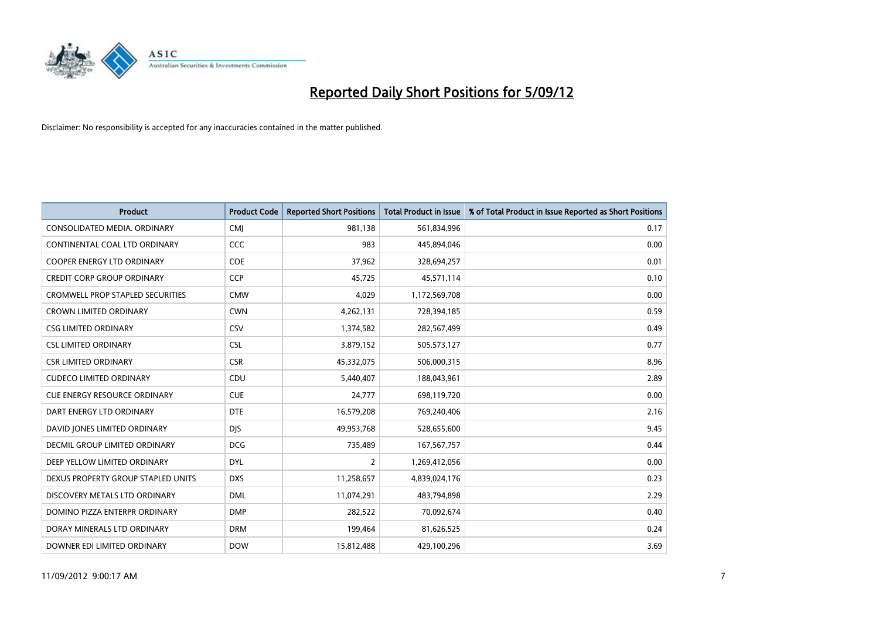# Reported Daily Short Positions for 5/09/12

Disclaimer: No responsibility is accepted for any inaccuracies contained in the matter published.

| Product | Product Code | Reported Short Positions | Total Product in Issue | % of Total Product in Issue Reported as Short Positions |
|---|---|---|---|---|
| CONSOLIDATED MEDIA. ORDINARY | CMJ | 981,138 | 561,834,996 | 0.17 |
| CONTINENTAL COAL LTD ORDINARY | CCC | 983 | 445,894,046 | 0.00 |
| COOPER ENERGY LTD ORDINARY | COE | 37,962 | 328,694,257 | 0.01 |
| CREDIT CORP GROUP ORDINARY | CCP | 45,725 | 45,571,114 | 0.10 |
| CROMWELL PROP STAPLED SECURITIES | CMW | 4,029 | 1,172,569,708 | 0.00 |
| CROWN LIMITED ORDINARY | CWN | 4,262,131 | 728,394,185 | 0.59 |
| CSG LIMITED ORDINARY | CSV | 1,374,582 | 282,567,499 | 0.49 |
| CSL LIMITED ORDINARY | CSL | 3,879,152 | 505,573,127 | 0.77 |
| CSR LIMITED ORDINARY | CSR | 45,332,075 | 506,000,315 | 8.96 |
| CUDECO LIMITED ORDINARY | CDU | 5,440,407 | 188,043,961 | 2.89 |
| CUE ENERGY RESOURCE ORDINARY | CUE | 24,777 | 698,119,720 | 0.00 |
| DART ENERGY LTD ORDINARY | DTE | 16,579,208 | 769,240,406 | 2.16 |
| DAVID JONES LIMITED ORDINARY | DJS | 49,953,768 | 528,655,600 | 9.45 |
| DECMIL GROUP LIMITED ORDINARY | DCG | 735,489 | 167,567,757 | 0.44 |
| DEEP YELLOW LIMITED ORDINARY | DYL | 2 | 1,269,412,056 | 0.00 |
| DEXUS PROPERTY GROUP STAPLED UNITS | DXS | 11,258,657 | 4,839,024,176 | 0.23 |
| DISCOVERY METALS LTD ORDINARY | DML | 11,074,291 | 483,794,898 | 2.29 |
| DOMINO PIZZA ENTERPR ORDINARY | DMP | 282,522 | 70,092,674 | 0.40 |
| DORAY MINERALS LTD ORDINARY | DRM | 199,464 | 81,626,525 | 0.24 |
| DOWNER EDI LIMITED ORDINARY | DOW | 15,812,488 | 429,100,296 | 3.69 |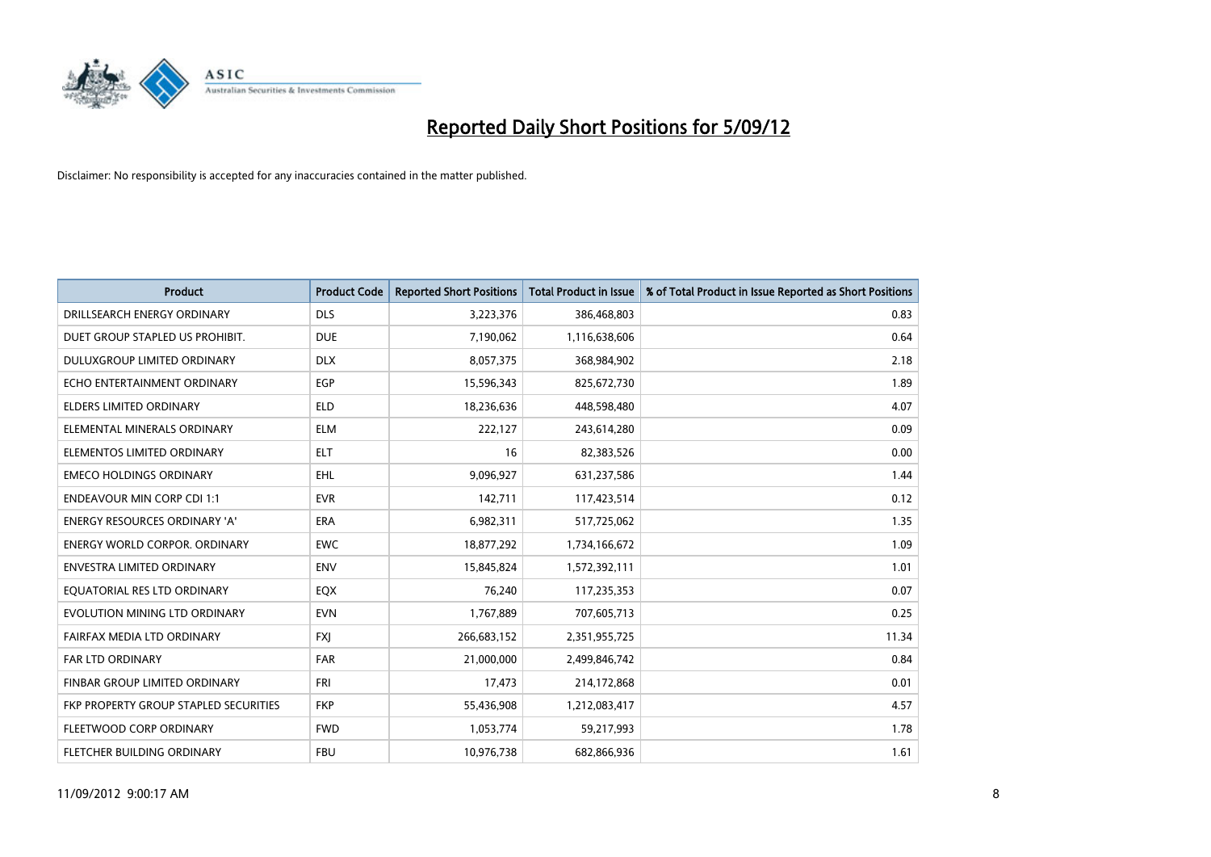# Reported Daily Short Positions for 5/09/12

Disclaimer: No responsibility is accepted for any inaccuracies contained in the matter published.

| Product | Product Code | Reported Short Positions | Total Product in Issue | % of Total Product in Issue Reported as Short Positions |
|---|---|---|---|---|
| DRILLSEARCH ENERGY ORDINARY | DLS | 3,223,376 | 386,468,803 | 0.83 |
| DUET GROUP STAPLED US PROHIBIT. | DUE | 7,190,062 | 1,116,638,606 | 0.64 |
| DULUXGROUP LIMITED ORDINARY | DLX | 8,057,375 | 368,984,902 | 2.18 |
| ECHO ENTERTAINMENT ORDINARY | EGP | 15,596,343 | 825,672,730 | 1.89 |
| ELDERS LIMITED ORDINARY | ELD | 18,236,636 | 448,598,480 | 4.07 |
| ELEMENTAL MINERALS ORDINARY | ELM | 222,127 | 243,614,280 | 0.09 |
| ELEMENTOS LIMITED ORDINARY | ELT | 16 | 82,383,526 | 0.00 |
| EMECO HOLDINGS ORDINARY | EHL | 9,096,927 | 631,237,586 | 1.44 |
| ENDEAVOUR MIN CORP CDI 1:1 | EVR | 142,711 | 117,423,514 | 0.12 |
| ENERGY RESOURCES ORDINARY 'A' | ERA | 6,982,311 | 517,725,062 | 1.35 |
| ENERGY WORLD CORPOR. ORDINARY | EWC | 18,877,292 | 1,734,166,672 | 1.09 |
| ENVESTRA LIMITED ORDINARY | ENV | 15,845,824 | 1,572,392,111 | 1.01 |
| EQUATORIAL RES LTD ORDINARY | EQX | 76,240 | 117,235,353 | 0.07 |
| EVOLUTION MINING LTD ORDINARY | EVN | 1,767,889 | 707,605,713 | 0.25 |
| FAIRFAX MEDIA LTD ORDINARY | FXJ | 266,683,152 | 2,351,955,725 | 11.34 |
| FAR LTD ORDINARY | FAR | 21,000,000 | 2,499,846,742 | 0.84 |
| FINBAR GROUP LIMITED ORDINARY | FRI | 17,473 | 214,172,868 | 0.01 |
| FKP PROPERTY GROUP STAPLED SECURITIES | FKP | 55,436,908 | 1,212,083,417 | 4.57 |
| FLEETWOOD CORP ORDINARY | FWD | 1,053,774 | 59,217,993 | 1.78 |
| FLETCHER BUILDING ORDINARY | FBU | 10,976,738 | 682,866,936 | 1.61 |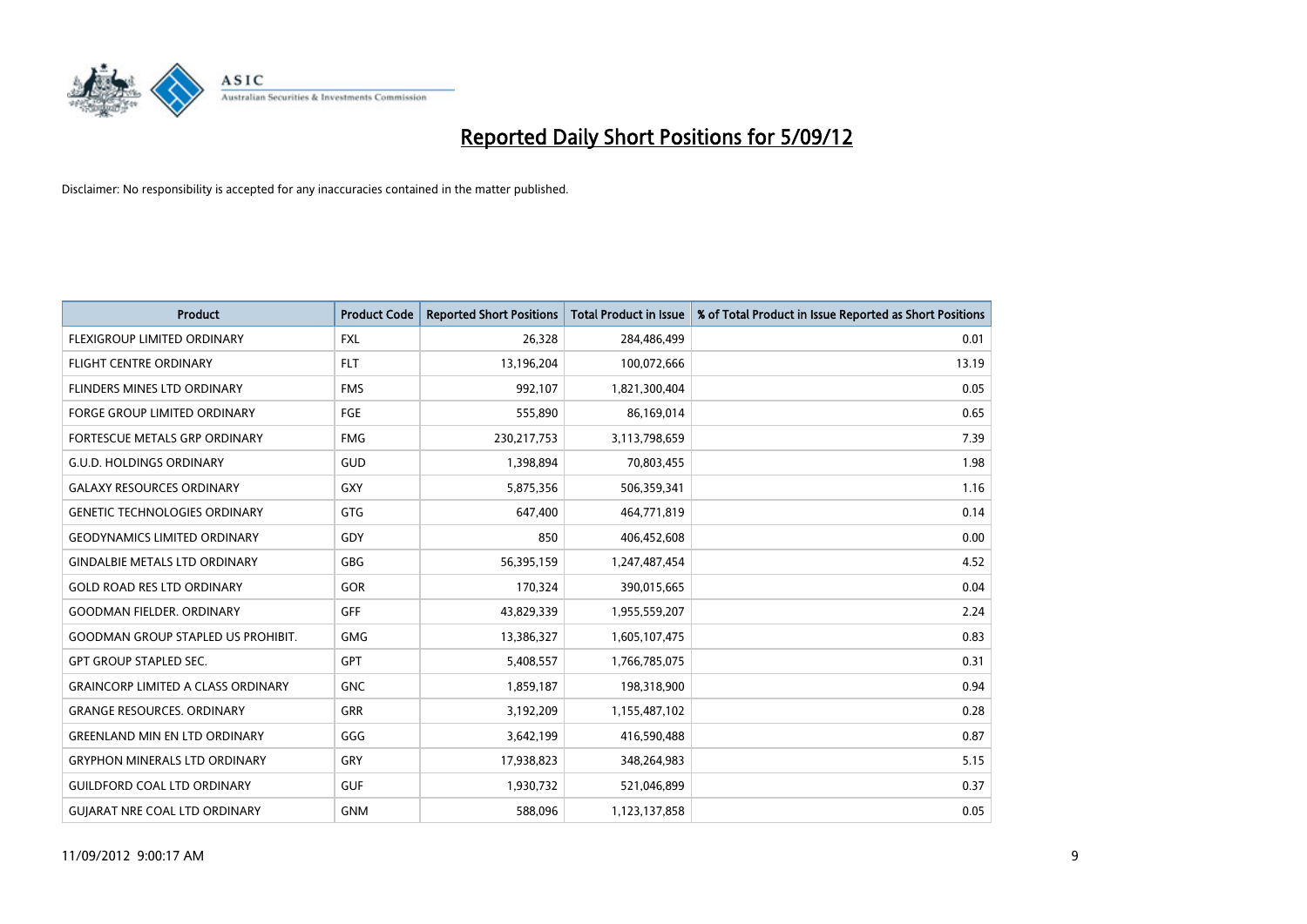# Reported Daily Short Positions for 5/09/12

Disclaimer: No responsibility is accepted for any inaccuracies contained in the matter published.

| Product | Product Code | Reported Short Positions | Total Product in Issue | % of Total Product in Issue Reported as Short Positions |
|---|---|---|---|---|
| FLEXIGROUP LIMITED ORDINARY | FXL | 26,328 | 284,486,499 | 0.01 |
| FLIGHT CENTRE ORDINARY | FLT | 13,196,204 | 100,072,666 | 13.19 |
| FLINDERS MINES LTD ORDINARY | FMS | 992,107 | 1,821,300,404 | 0.05 |
| FORGE GROUP LIMITED ORDINARY | FGE | 555,890 | 86,169,014 | 0.65 |
| FORTESCUE METALS GRP ORDINARY | FMG | 230,217,753 | 3,113,798,659 | 7.39 |
| G.U.D. HOLDINGS ORDINARY | GUD | 1,398,894 | 70,803,455 | 1.98 |
| GALAXY RESOURCES ORDINARY | GXY | 5,875,356 | 506,359,341 | 1.16 |
| GENETIC TECHNOLOGIES ORDINARY | GTG | 647,400 | 464,771,819 | 0.14 |
| GEODYNAMICS LIMITED ORDINARY | GDY | 850 | 406,452,608 | 0.00 |
| GINDALBIE METALS LTD ORDINARY | GBG | 56,395,159 | 1,247,487,454 | 4.52 |
| GOLD ROAD RES LTD ORDINARY | GOR | 170,324 | 390,015,665 | 0.04 |
| GOODMAN FIELDER. ORDINARY | GFF | 43,829,339 | 1,955,559,207 | 2.24 |
| GOODMAN GROUP STAPLED US PROHIBIT. | GMG | 13,386,327 | 1,605,107,475 | 0.83 |
| GPT GROUP STAPLED SEC. | GPT | 5,408,557 | 1,766,785,075 | 0.31 |
| GRAINCORP LIMITED A CLASS ORDINARY | GNC | 1,859,187 | 198,318,900 | 0.94 |
| GRANGE RESOURCES. ORDINARY | GRR | 3,192,209 | 1,155,487,102 | 0.28 |
| GREENLAND MIN EN LTD ORDINARY | GGG | 3,642,199 | 416,590,488 | 0.87 |
| GRYPHON MINERALS LTD ORDINARY | GRY | 17,938,823 | 348,264,983 | 5.15 |
| GUILDFORD COAL LTD ORDINARY | GUF | 1,930,732 | 521,046,899 | 0.37 |
| GUJARAT NRE COAL LTD ORDINARY | GNM | 588,096 | 1,123,137,858 | 0.05 |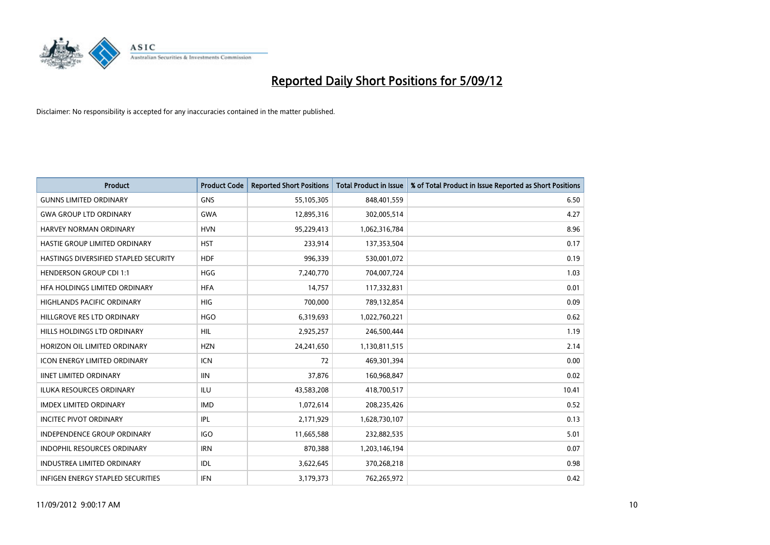# Reported Daily Short Positions for 5/09/12

Disclaimer: No responsibility is accepted for any inaccuracies contained in the matter published.

| Product | Product Code | Reported Short Positions | Total Product in Issue | % of Total Product in Issue Reported as Short Positions |
|---|---|---|---|---|
| GUNNS LIMITED ORDINARY | GNS | 55,105,305 | 848,401,559 | 6.50 |
| GWA GROUP LTD ORDINARY | GWA | 12,895,316 | 302,005,514 | 4.27 |
| HARVEY NORMAN ORDINARY | HVN | 95,229,413 | 1,062,316,784 | 8.96 |
| HASTIE GROUP LIMITED ORDINARY | HST | 233,914 | 137,353,504 | 0.17 |
| HASTINGS DIVERSIFIED STAPLED SECURITY | HDF | 996,339 | 530,001,072 | 0.19 |
| HENDERSON GROUP CDI 1:1 | HGG | 7,240,770 | 704,007,724 | 1.03 |
| HFA HOLDINGS LIMITED ORDINARY | HFA | 14,757 | 117,332,831 | 0.01 |
| HIGHLANDS PACIFIC ORDINARY | HIG | 700,000 | 789,132,854 | 0.09 |
| HILLGROVE RES LTD ORDINARY | HGO | 6,319,693 | 1,022,760,221 | 0.62 |
| HILLS HOLDINGS LTD ORDINARY | HIL | 2,925,257 | 246,500,444 | 1.19 |
| HORIZON OIL LIMITED ORDINARY | HZN | 24,241,650 | 1,130,811,515 | 2.14 |
| ICON ENERGY LIMITED ORDINARY | ICN | 72 | 469,301,394 | 0.00 |
| IINET LIMITED ORDINARY | IIN | 37,876 | 160,968,847 | 0.02 |
| ILUKA RESOURCES ORDINARY | ILU | 43,583,208 | 418,700,517 | 10.41 |
| IMDEX LIMITED ORDINARY | IMD | 1,072,614 | 208,235,426 | 0.52 |
| INCITEC PIVOT ORDINARY | IPL | 2,171,929 | 1,628,730,107 | 0.13 |
| INDEPENDENCE GROUP ORDINARY | IGO | 11,665,588 | 232,882,535 | 5.01 |
| INDOPHIL RESOURCES ORDINARY | IRN | 870,388 | 1,203,146,194 | 0.07 |
| INDUSTREA LIMITED ORDINARY | IDL | 3,622,645 | 370,268,218 | 0.98 |
| INFIGEN ENERGY STAPLED SECURITIES | IFN | 3,179,373 | 762,265,972 | 0.42 |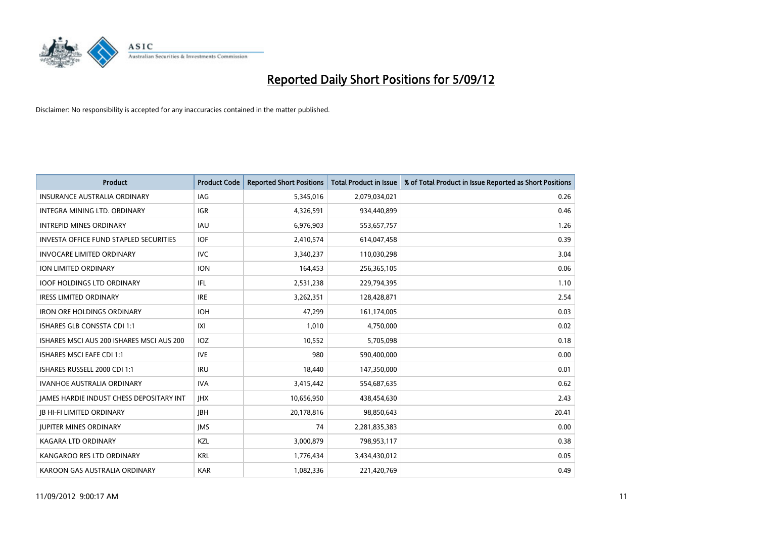# Reported Daily Short Positions for 5/09/12

Disclaimer: No responsibility is accepted for any inaccuracies contained in the matter published.

| Product | Product Code | Reported Short Positions | Total Product in Issue | % of Total Product in Issue Reported as Short Positions |
|---|---|---|---|---|
| INSURANCE AUSTRALIA ORDINARY | IAG | 5,345,016 | 2,079,034,021 | 0.26 |
| INTEGRA MINING LTD. ORDINARY | IGR | 4,326,591 | 934,440,899 | 0.46 |
| INTREPID MINES ORDINARY | IAU | 6,976,903 | 553,657,757 | 1.26 |
| INVESTA OFFICE FUND STAPLED SECURITIES | IOF | 2,410,574 | 614,047,458 | 0.39 |
| INVOCARE LIMITED ORDINARY | IVC | 3,340,237 | 110,030,298 | 3.04 |
| ION LIMITED ORDINARY | ION | 164,453 | 256,365,105 | 0.06 |
| IOOF HOLDINGS LTD ORDINARY | IFL | 2,531,238 | 229,794,395 | 1.10 |
| IRESS LIMITED ORDINARY | IRE | 3,262,351 | 128,428,871 | 2.54 |
| IRON ORE HOLDINGS ORDINARY | IOH | 47,299 | 161,174,005 | 0.03 |
| ISHARES GLB CONSSTA CDI 1:1 | IXI | 1,010 | 4,750,000 | 0.02 |
| ISHARES MSCI AUS 200 ISHARES MSCI AUS 200 | IOZ | 10,552 | 5,705,098 | 0.18 |
| ISHARES MSCI EAFE CDI 1:1 | IVE | 980 | 590,400,000 | 0.00 |
| ISHARES RUSSELL 2000 CDI 1:1 | IRU | 18,440 | 147,350,000 | 0.01 |
| IVANHOE AUSTRALIA ORDINARY | IVA | 3,415,442 | 554,687,635 | 0.62 |
| JAMES HARDIE INDUST CHESS DEPOSITARY INT | JHX | 10,656,950 | 438,454,630 | 2.43 |
| JB HI-FI LIMITED ORDINARY | JBH | 20,178,816 | 98,850,643 | 20.41 |
| JUPITER MINES ORDINARY | JMS | 74 | 2,281,835,383 | 0.00 |
| KAGARA LTD ORDINARY | KZL | 3,000,879 | 798,953,117 | 0.38 |
| KANGAROO RES LTD ORDINARY | KRL | 1,776,434 | 3,434,430,012 | 0.05 |
| KAROON GAS AUSTRALIA ORDINARY | KAR | 1,082,336 | 221,420,769 | 0.49 |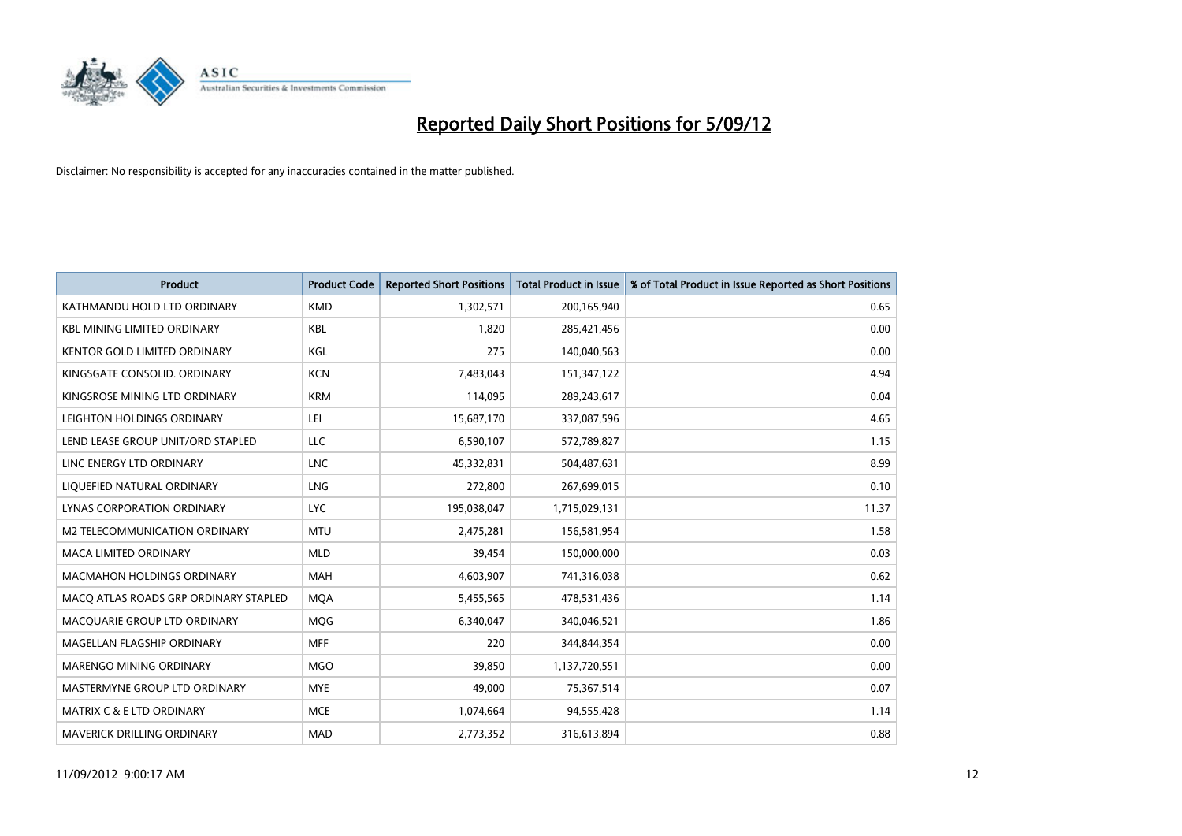# Reported Daily Short Positions for 5/09/12

Disclaimer: No responsibility is accepted for any inaccuracies contained in the matter published.

| Product | Product Code | Reported Short Positions | Total Product in Issue | % of Total Product in Issue Reported as Short Positions |
|---|---|---|---|---|
| KATHMANDU HOLD LTD ORDINARY | KMD | 1,302,571 | 200,165,940 | 0.65 |
| KBL MINING LIMITED ORDINARY | KBL | 1,820 | 285,421,456 | 0.00 |
| KENTOR GOLD LIMITED ORDINARY | KGL | 275 | 140,040,563 | 0.00 |
| KINGSGATE CONSOLID. ORDINARY | KCN | 7,483,043 | 151,347,122 | 4.94 |
| KINGSROSE MINING LTD ORDINARY | KRM | 114,095 | 289,243,617 | 0.04 |
| LEIGHTON HOLDINGS ORDINARY | LEI | 15,687,170 | 337,087,596 | 4.65 |
| LEND LEASE GROUP UNIT/ORD STAPLED | LLC | 6,590,107 | 572,789,827 | 1.15 |
| LINC ENERGY LTD ORDINARY | LNC | 45,332,831 | 504,487,631 | 8.99 |
| LIQUEFIED NATURAL ORDINARY | LNG | 272,800 | 267,699,015 | 0.10 |
| LYNAS CORPORATION ORDINARY | LYC | 195,038,047 | 1,715,029,131 | 11.37 |
| M2 TELECOMMUNICATION ORDINARY | MTU | 2,475,281 | 156,581,954 | 1.58 |
| MACA LIMITED ORDINARY | MLD | 39,454 | 150,000,000 | 0.03 |
| MACMAHON HOLDINGS ORDINARY | MAH | 4,603,907 | 741,316,038 | 0.62 |
| MACQ ATLAS ROADS GRP ORDINARY STAPLED | MQA | 5,455,565 | 478,531,436 | 1.14 |
| MACQUARIE GROUP LTD ORDINARY | MQG | 6,340,047 | 340,046,521 | 1.86 |
| MAGELLAN FLAGSHIP ORDINARY | MFF | 220 | 344,844,354 | 0.00 |
| MARENGO MINING ORDINARY | MGO | 39,850 | 1,137,720,551 | 0.00 |
| MASTERMYNE GROUP LTD ORDINARY | MYE | 49,000 | 75,367,514 | 0.07 |
| MATRIX C & E LTD ORDINARY | MCE | 1,074,664 | 94,555,428 | 1.14 |
| MAVERICK DRILLING ORDINARY | MAD | 2,773,352 | 316,613,894 | 0.88 |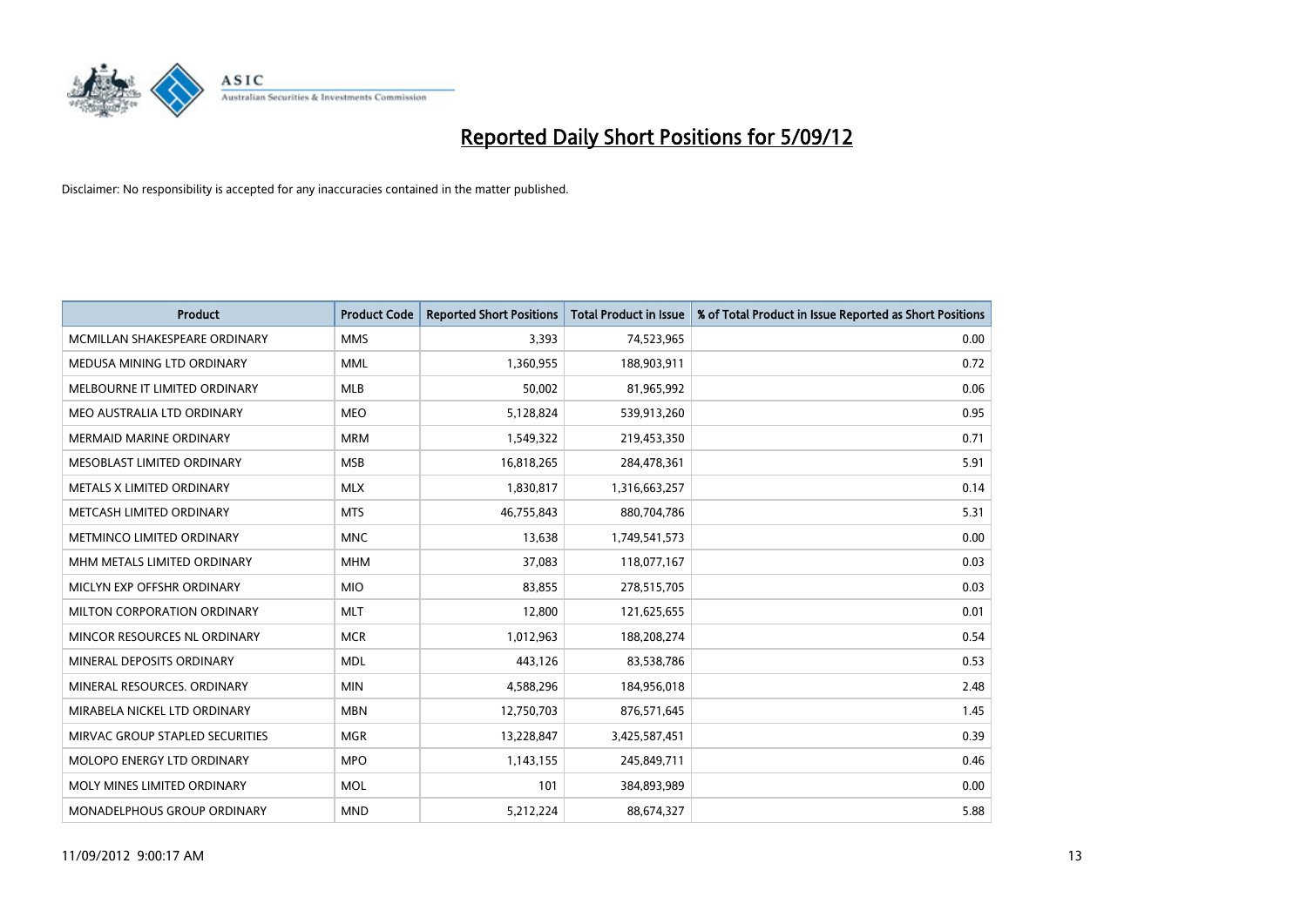# Reported Daily Short Positions for 5/09/12

Disclaimer: No responsibility is accepted for any inaccuracies contained in the matter published.

| Product | Product Code | Reported Short Positions | Total Product in Issue | % of Total Product in Issue Reported as Short Positions |
|---|---|---|---|---|
| MCMILLAN SHAKESPEARE ORDINARY | MMS | 3,393 | 74,523,965 | 0.00 |
| MEDUSA MINING LTD ORDINARY | MML | 1,360,955 | 188,903,911 | 0.72 |
| MELBOURNE IT LIMITED ORDINARY | MLB | 50,002 | 81,965,992 | 0.06 |
| MEO AUSTRALIA LTD ORDINARY | MEO | 5,128,824 | 539,913,260 | 0.95 |
| MERMAID MARINE ORDINARY | MRM | 1,549,322 | 219,453,350 | 0.71 |
| MESOBLAST LIMITED ORDINARY | MSB | 16,818,265 | 284,478,361 | 5.91 |
| METALS X LIMITED ORDINARY | MLX | 1,830,817 | 1,316,663,257 | 0.14 |
| METCASH LIMITED ORDINARY | MTS | 46,755,843 | 880,704,786 | 5.31 |
| METMINCO LIMITED ORDINARY | MNC | 13,638 | 1,749,541,573 | 0.00 |
| MHM METALS LIMITED ORDINARY | MHM | 37,083 | 118,077,167 | 0.03 |
| MICLYN EXP OFFSHR ORDINARY | MIO | 83,855 | 278,515,705 | 0.03 |
| MILTON CORPORATION ORDINARY | MLT | 12,800 | 121,625,655 | 0.01 |
| MINCOR RESOURCES NL ORDINARY | MCR | 1,012,963 | 188,208,274 | 0.54 |
| MINERAL DEPOSITS ORDINARY | MDL | 443,126 | 83,538,786 | 0.53 |
| MINERAL RESOURCES. ORDINARY | MIN | 4,588,296 | 184,956,018 | 2.48 |
| MIRABELA NICKEL LTD ORDINARY | MBN | 12,750,703 | 876,571,645 | 1.45 |
| MIRVAC GROUP STAPLED SECURITIES | MGR | 13,228,847 | 3,425,587,451 | 0.39 |
| MOLOPO ENERGY LTD ORDINARY | MPO | 1,143,155 | 245,849,711 | 0.46 |
| MOLY MINES LIMITED ORDINARY | MOL | 101 | 384,893,989 | 0.00 |
| MONADELPHOUS GROUP ORDINARY | MND | 5,212,224 | 88,674,327 | 5.88 |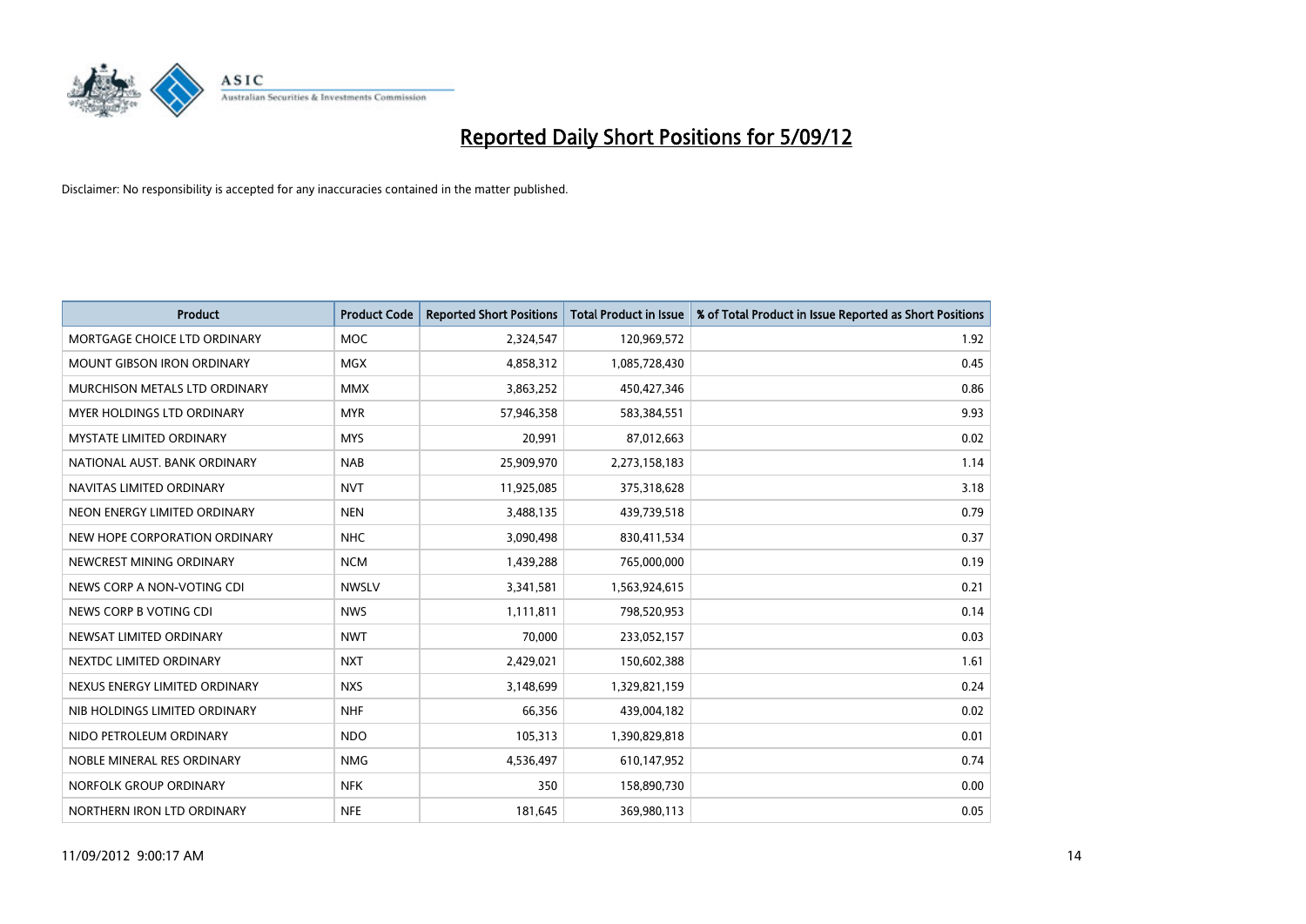# Reported Daily Short Positions for 5/09/12

Disclaimer: No responsibility is accepted for any inaccuracies contained in the matter published.

| Product | Product Code | Reported Short Positions | Total Product in Issue | % of Total Product in Issue Reported as Short Positions |
|---|---|---|---|---|
| MORTGAGE CHOICE LTD ORDINARY | MOC | 2,324,547 | 120,969,572 | 1.92 |
| MOUNT GIBSON IRON ORDINARY | MGX | 4,858,312 | 1,085,728,430 | 0.45 |
| MURCHISON METALS LTD ORDINARY | MMX | 3,863,252 | 450,427,346 | 0.86 |
| MYER HOLDINGS LTD ORDINARY | MYR | 57,946,358 | 583,384,551 | 9.93 |
| MYSTATE LIMITED ORDINARY | MYS | 20,991 | 87,012,663 | 0.02 |
| NATIONAL AUST. BANK ORDINARY | NAB | 25,909,970 | 2,273,158,183 | 1.14 |
| NAVITAS LIMITED ORDINARY | NVT | 11,925,085 | 375,318,628 | 3.18 |
| NEON ENERGY LIMITED ORDINARY | NEN | 3,488,135 | 439,739,518 | 0.79 |
| NEW HOPE CORPORATION ORDINARY | NHC | 3,090,498 | 830,411,534 | 0.37 |
| NEWCREST MINING ORDINARY | NCM | 1,439,288 | 765,000,000 | 0.19 |
| NEWS CORP A NON-VOTING CDI | NWSLV | 3,341,581 | 1,563,924,615 | 0.21 |
| NEWS CORP B VOTING CDI | NWS | 1,111,811 | 798,520,953 | 0.14 |
| NEWSAT LIMITED ORDINARY | NWT | 70,000 | 233,052,157 | 0.03 |
| NEXTDC LIMITED ORDINARY | NXT | 2,429,021 | 150,602,388 | 1.61 |
| NEXUS ENERGY LIMITED ORDINARY | NXS | 3,148,699 | 1,329,821,159 | 0.24 |
| NIB HOLDINGS LIMITED ORDINARY | NHF | 66,356 | 439,004,182 | 0.02 |
| NIDO PETROLEUM ORDINARY | NDO | 105,313 | 1,390,829,818 | 0.01 |
| NOBLE MINERAL RES ORDINARY | NMG | 4,536,497 | 610,147,952 | 0.74 |
| NORFOLK GROUP ORDINARY | NFK | 350 | 158,890,730 | 0.00 |
| NORTHERN IRON LTD ORDINARY | NFE | 181,645 | 369,980,113 | 0.05 |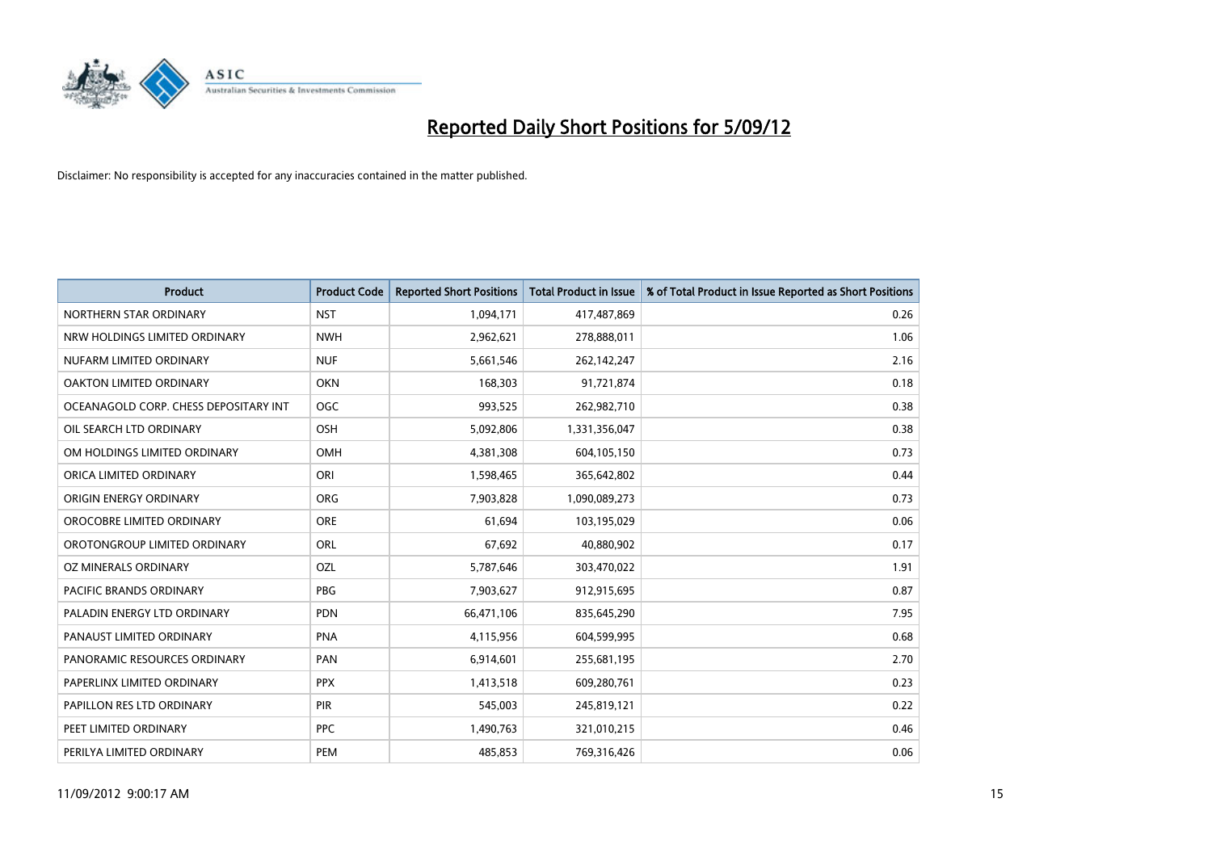# Reported Daily Short Positions for 5/09/12

Disclaimer: No responsibility is accepted for any inaccuracies contained in the matter published.

| Product | Product Code | Reported Short Positions | Total Product in Issue | % of Total Product in Issue Reported as Short Positions |
|---|---|---|---|---|
| NORTHERN STAR ORDINARY | NST | 1,094,171 | 417,487,869 | 0.26 |
| NRW HOLDINGS LIMITED ORDINARY | NWH | 2,962,621 | 278,888,011 | 1.06 |
| NUFARM LIMITED ORDINARY | NUF | 5,661,546 | 262,142,247 | 2.16 |
| OAKTON LIMITED ORDINARY | OKN | 168,303 | 91,721,874 | 0.18 |
| OCEANAGOLD CORP. CHESS DEPOSITARY INT | OGC | 993,525 | 262,982,710 | 0.38 |
| OIL SEARCH LTD ORDINARY | OSH | 5,092,806 | 1,331,356,047 | 0.38 |
| OM HOLDINGS LIMITED ORDINARY | OMH | 4,381,308 | 604,105,150 | 0.73 |
| ORICA LIMITED ORDINARY | ORI | 1,598,465 | 365,642,802 | 0.44 |
| ORIGIN ENERGY ORDINARY | ORG | 7,903,828 | 1,090,089,273 | 0.73 |
| OROCOBRE LIMITED ORDINARY | ORE | 61,694 | 103,195,029 | 0.06 |
| OROTONGROUP LIMITED ORDINARY | ORL | 67,692 | 40,880,902 | 0.17 |
| OZ MINERALS ORDINARY | OZL | 5,787,646 | 303,470,022 | 1.91 |
| PACIFIC BRANDS ORDINARY | PBG | 7,903,627 | 912,915,695 | 0.87 |
| PALADIN ENERGY LTD ORDINARY | PDN | 66,471,106 | 835,645,290 | 7.95 |
| PANAUST LIMITED ORDINARY | PNA | 4,115,956 | 604,599,995 | 0.68 |
| PANORAMIC RESOURCES ORDINARY | PAN | 6,914,601 | 255,681,195 | 2.70 |
| PAPERLINX LIMITED ORDINARY | PPX | 1,413,518 | 609,280,761 | 0.23 |
| PAPILLON RES LTD ORDINARY | PIR | 545,003 | 245,819,121 | 0.22 |
| PEET LIMITED ORDINARY | PPC | 1,490,763 | 321,010,215 | 0.46 |
| PERILYA LIMITED ORDINARY | PEM | 485,853 | 769,316,426 | 0.06 |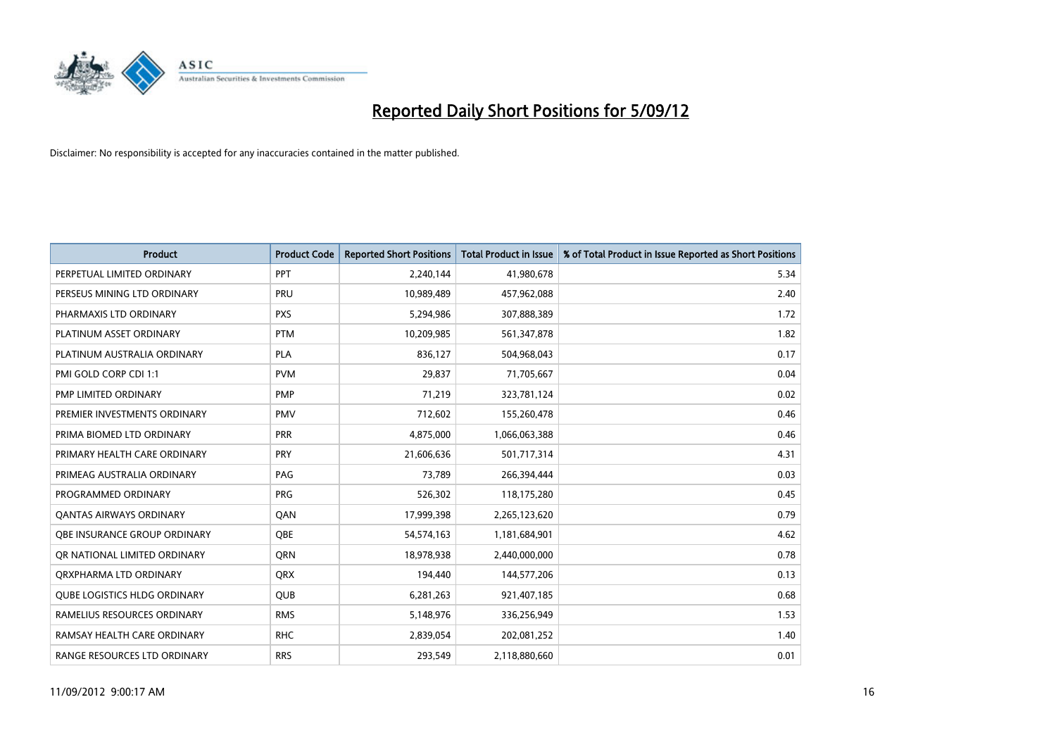# Reported Daily Short Positions for 5/09/12

Disclaimer: No responsibility is accepted for any inaccuracies contained in the matter published.

| Product | Product Code | Reported Short Positions | Total Product in Issue | % of Total Product in Issue Reported as Short Positions |
|---|---|---|---|---|
| PERPETUAL LIMITED ORDINARY | PPT | 2,240,144 | 41,980,678 | 5.34 |
| PERSEUS MINING LTD ORDINARY | PRU | 10,989,489 | 457,962,088 | 2.40 |
| PHARMAXIS LTD ORDINARY | PXS | 5,294,986 | 307,888,389 | 1.72 |
| PLATINUM ASSET ORDINARY | PTM | 10,209,985 | 561,347,878 | 1.82 |
| PLATINUM AUSTRALIA ORDINARY | PLA | 836,127 | 504,968,043 | 0.17 |
| PMI GOLD CORP CDI 1:1 | PVM | 29,837 | 71,705,667 | 0.04 |
| PMP LIMITED ORDINARY | PMP | 71,219 | 323,781,124 | 0.02 |
| PREMIER INVESTMENTS ORDINARY | PMV | 712,602 | 155,260,478 | 0.46 |
| PRIMA BIOMED LTD ORDINARY | PRR | 4,875,000 | 1,066,063,388 | 0.46 |
| PRIMARY HEALTH CARE ORDINARY | PRY | 21,606,636 | 501,717,314 | 4.31 |
| PRIMEAG AUSTRALIA ORDINARY | PAG | 73,789 | 266,394,444 | 0.03 |
| PROGRAMMED ORDINARY | PRG | 526,302 | 118,175,280 | 0.45 |
| QANTAS AIRWAYS ORDINARY | QAN | 17,999,398 | 2,265,123,620 | 0.79 |
| QBE INSURANCE GROUP ORDINARY | QBE | 54,574,163 | 1,181,684,901 | 4.62 |
| QR NATIONAL LIMITED ORDINARY | QRN | 18,978,938 | 2,440,000,000 | 0.78 |
| QRXPHARMA LTD ORDINARY | QRX | 194,440 | 144,577,206 | 0.13 |
| QUBE LOGISTICS HLDG ORDINARY | QUB | 6,281,263 | 921,407,185 | 0.68 |
| RAMELIUS RESOURCES ORDINARY | RMS | 5,148,976 | 336,256,949 | 1.53 |
| RAMSAY HEALTH CARE ORDINARY | RHC | 2,839,054 | 202,081,252 | 1.40 |
| RANGE RESOURCES LTD ORDINARY | RRS | 293,549 | 2,118,880,660 | 0.01 |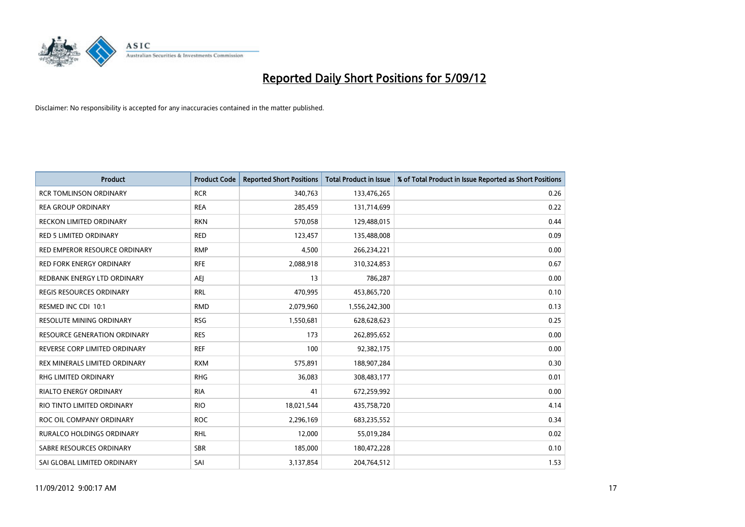# Reported Daily Short Positions for 5/09/12

Disclaimer: No responsibility is accepted for any inaccuracies contained in the matter published.

| Product | Product Code | Reported Short Positions | Total Product in Issue | % of Total Product in Issue Reported as Short Positions |
|---|---|---|---|---|
| RCR TOMLINSON ORDINARY | RCR | 340,763 | 133,476,265 | 0.26 |
| REA GROUP ORDINARY | REA | 285,459 | 131,714,699 | 0.22 |
| RECKON LIMITED ORDINARY | RKN | 570,058 | 129,488,015 | 0.44 |
| RED 5 LIMITED ORDINARY | RED | 123,457 | 135,488,008 | 0.09 |
| RED EMPEROR RESOURCE ORDINARY | RMP | 4,500 | 266,234,221 | 0.00 |
| RED FORK ENERGY ORDINARY | RFE | 2,088,918 | 310,324,853 | 0.67 |
| REDBANK ENERGY LTD ORDINARY | AEJ | 13 | 786,287 | 0.00 |
| REGIS RESOURCES ORDINARY | RRL | 470,995 | 453,865,720 | 0.10 |
| RESMED INC CDI 10:1 | RMD | 2,079,960 | 1,556,242,300 | 0.13 |
| RESOLUTE MINING ORDINARY | RSG | 1,550,681 | 628,628,623 | 0.25 |
| RESOURCE GENERATION ORDINARY | RES | 173 | 262,895,652 | 0.00 |
| REVERSE CORP LIMITED ORDINARY | REF | 100 | 92,382,175 | 0.00 |
| REX MINERALS LIMITED ORDINARY | RXM | 575,891 | 188,907,284 | 0.30 |
| RHG LIMITED ORDINARY | RHG | 36,083 | 308,483,177 | 0.01 |
| RIALTO ENERGY ORDINARY | RIA | 41 | 672,259,992 | 0.00 |
| RIO TINTO LIMITED ORDINARY | RIO | 18,021,544 | 435,758,720 | 4.14 |
| ROC OIL COMPANY ORDINARY | ROC | 2,296,169 | 683,235,552 | 0.34 |
| RURALCO HOLDINGS ORDINARY | RHL | 12,000 | 55,019,284 | 0.02 |
| SABRE RESOURCES ORDINARY | SBR | 185,000 | 180,472,228 | 0.10 |
| SAI GLOBAL LIMITED ORDINARY | SAI | 3,137,854 | 204,764,512 | 1.53 |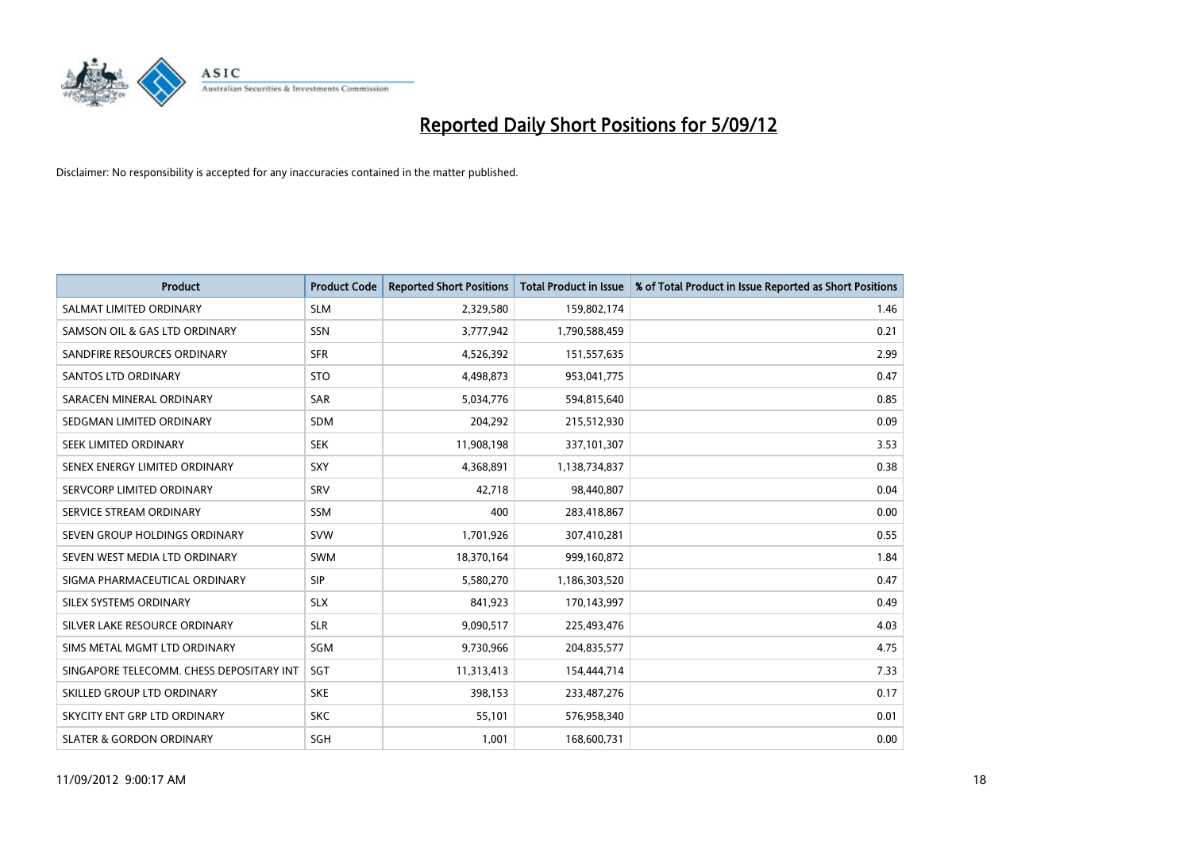# Reported Daily Short Positions for 5/09/12

Disclaimer: No responsibility is accepted for any inaccuracies contained in the matter published.

| Product | Product Code | Reported Short Positions | Total Product in Issue | % of Total Product in Issue Reported as Short Positions |
|---|---|---|---|---|
| SALMAT LIMITED ORDINARY | SLM | 2,329,580 | 159,802,174 | 1.46 |
| SAMSON OIL & GAS LTD ORDINARY | SSN | 3,777,942 | 1,790,588,459 | 0.21 |
| SANDFIRE RESOURCES ORDINARY | SFR | 4,526,392 | 151,557,635 | 2.99 |
| SANTOS LTD ORDINARY | STO | 4,498,873 | 953,041,775 | 0.47 |
| SARACEN MINERAL ORDINARY | SAR | 5,034,776 | 594,815,640 | 0.85 |
| SEDGMAN LIMITED ORDINARY | SDM | 204,292 | 215,512,930 | 0.09 |
| SEEK LIMITED ORDINARY | SEK | 11,908,198 | 337,101,307 | 3.53 |
| SENEX ENERGY LIMITED ORDINARY | SXY | 4,368,891 | 1,138,734,837 | 0.38 |
| SERVCORP LIMITED ORDINARY | SRV | 42,718 | 98,440,807 | 0.04 |
| SERVICE STREAM ORDINARY | SSM | 400 | 283,418,867 | 0.00 |
| SEVEN GROUP HOLDINGS ORDINARY | SVW | 1,701,926 | 307,410,281 | 0.55 |
| SEVEN WEST MEDIA LTD ORDINARY | SWM | 18,370,164 | 999,160,872 | 1.84 |
| SIGMA PHARMACEUTICAL ORDINARY | SIP | 5,580,270 | 1,186,303,520 | 0.47 |
| SILEX SYSTEMS ORDINARY | SLX | 841,923 | 170,143,997 | 0.49 |
| SILVER LAKE RESOURCE ORDINARY | SLR | 9,090,517 | 225,493,476 | 4.03 |
| SIMS METAL MGMT LTD ORDINARY | SGM | 9,730,966 | 204,835,577 | 4.75 |
| SINGAPORE TELECOMM. CHESS DEPOSITARY INT | SGT | 11,313,413 | 154,444,714 | 7.33 |
| SKILLED GROUP LTD ORDINARY | SKE | 398,153 | 233,487,276 | 0.17 |
| SKYCITY ENT GRP LTD ORDINARY | SKC | 55,101 | 576,958,340 | 0.01 |
| SLATER & GORDON ORDINARY | SGH | 1,001 | 168,600,731 | 0.00 |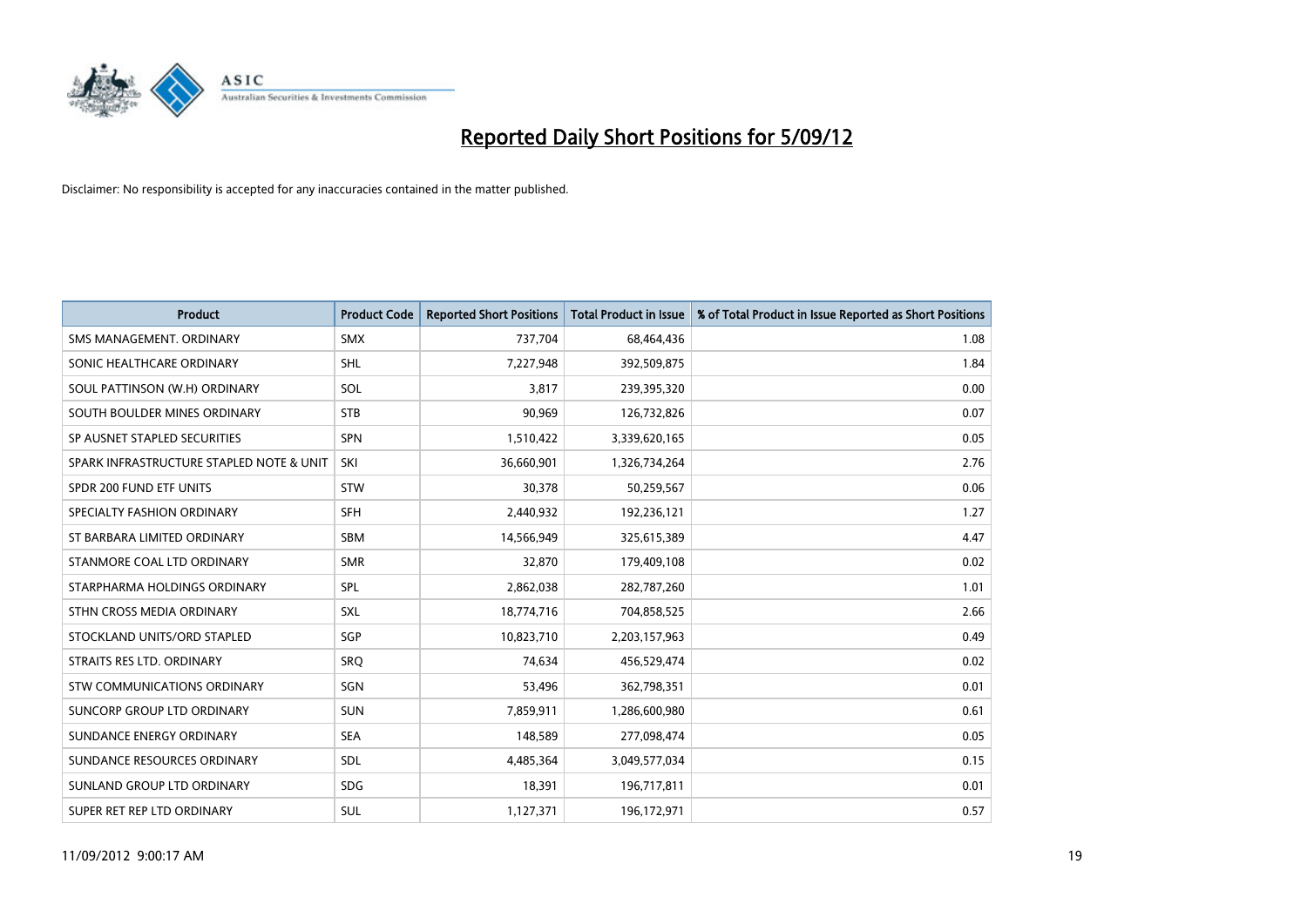# Reported Daily Short Positions for 5/09/12

Disclaimer: No responsibility is accepted for any inaccuracies contained in the matter published.

| Product | Product Code | Reported Short Positions | Total Product in Issue | % of Total Product in Issue Reported as Short Positions |
|---|---|---|---|---|
| SMS MANAGEMENT. ORDINARY | SMX | 737,704 | 68,464,436 | 1.08 |
| SONIC HEALTHCARE ORDINARY | SHL | 7,227,948 | 392,509,875 | 1.84 |
| SOUL PATTINSON (W.H) ORDINARY | SOL | 3,817 | 239,395,320 | 0.00 |
| SOUTH BOULDER MINES ORDINARY | STB | 90,969 | 126,732,826 | 0.07 |
| SP AUSNET STAPLED SECURITIES | SPN | 1,510,422 | 3,339,620,165 | 0.05 |
| SPARK INFRASTRUCTURE STAPLED NOTE & UNIT | SKI | 36,660,901 | 1,326,734,264 | 2.76 |
| SPDR 200 FUND ETF UNITS | STW | 30,378 | 50,259,567 | 0.06 |
| SPECIALTY FASHION ORDINARY | SFH | 2,440,932 | 192,236,121 | 1.27 |
| ST BARBARA LIMITED ORDINARY | SBM | 14,566,949 | 325,615,389 | 4.47 |
| STANMORE COAL LTD ORDINARY | SMR | 32,870 | 179,409,108 | 0.02 |
| STARPHARMA HOLDINGS ORDINARY | SPL | 2,862,038 | 282,787,260 | 1.01 |
| STHN CROSS MEDIA ORDINARY | SXL | 18,774,716 | 704,858,525 | 2.66 |
| STOCKLAND UNITS/ORD STAPLED | SGP | 10,823,710 | 2,203,157,963 | 0.49 |
| STRAITS RES LTD. ORDINARY | SRQ | 74,634 | 456,529,474 | 0.02 |
| STW COMMUNICATIONS ORDINARY | SGN | 53,496 | 362,798,351 | 0.01 |
| SUNCORP GROUP LTD ORDINARY | SUN | 7,859,911 | 1,286,600,980 | 0.61 |
| SUNDANCE ENERGY ORDINARY | SEA | 148,589 | 277,098,474 | 0.05 |
| SUNDANCE RESOURCES ORDINARY | SDL | 4,485,364 | 3,049,577,034 | 0.15 |
| SUNLAND GROUP LTD ORDINARY | SDG | 18,391 | 196,717,811 | 0.01 |
| SUPER RET REP LTD ORDINARY | SUL | 1,127,371 | 196,172,971 | 0.57 |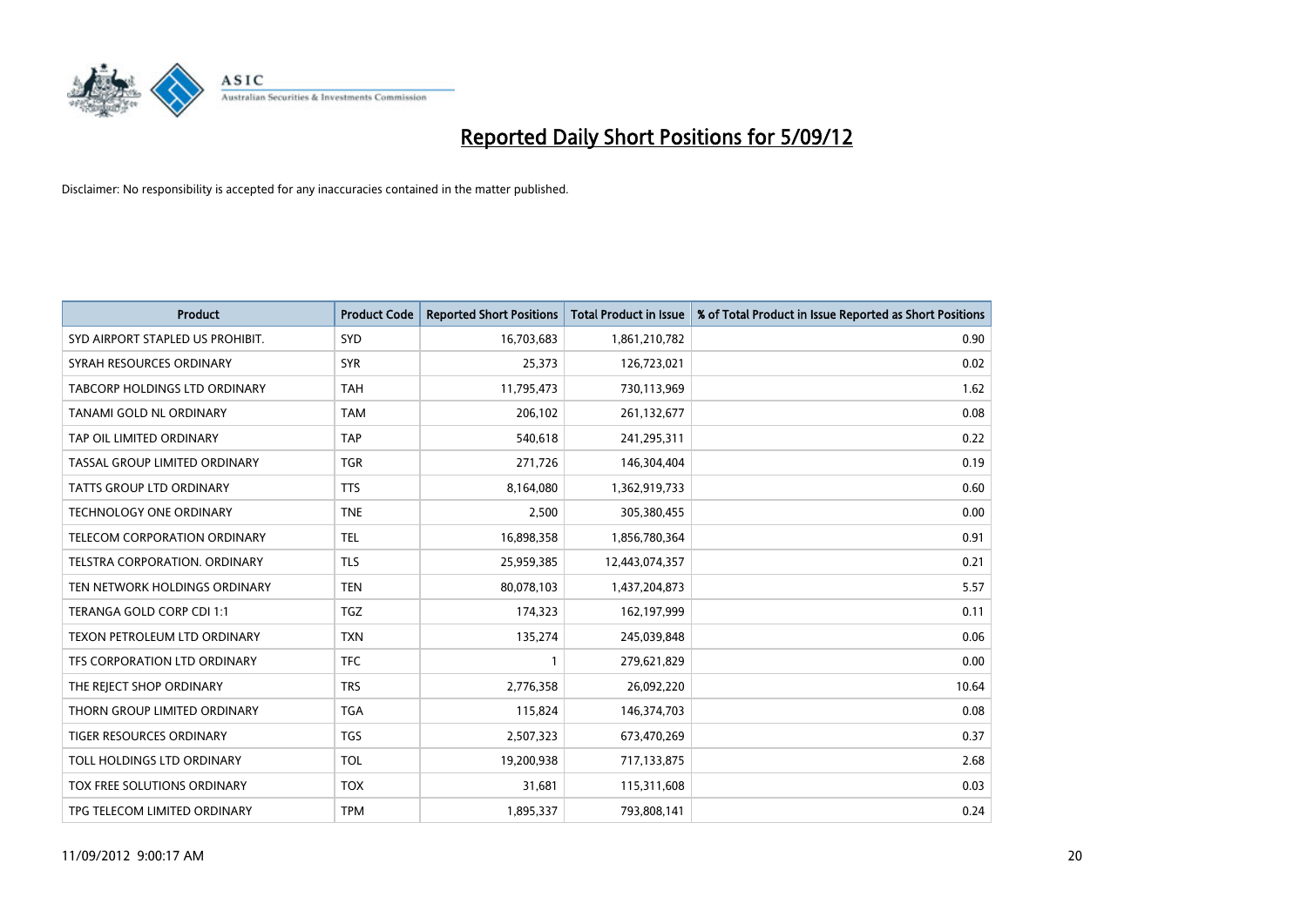# Reported Daily Short Positions for 5/09/12

Disclaimer: No responsibility is accepted for any inaccuracies contained in the matter published.

| Product | Product Code | Reported Short Positions | Total Product in Issue | % of Total Product in Issue Reported as Short Positions |
|---|---|---|---|---|
| SYD AIRPORT STAPLED US PROHIBIT. | SYD | 16,703,683 | 1,861,210,782 | 0.90 |
| SYRAH RESOURCES ORDINARY | SYR | 25,373 | 126,723,021 | 0.02 |
| TABCORP HOLDINGS LTD ORDINARY | TAH | 11,795,473 | 730,113,969 | 1.62 |
| TANAMI GOLD NL ORDINARY | TAM | 206,102 | 261,132,677 | 0.08 |
| TAP OIL LIMITED ORDINARY | TAP | 540,618 | 241,295,311 | 0.22 |
| TASSAL GROUP LIMITED ORDINARY | TGR | 271,726 | 146,304,404 | 0.19 |
| TATTS GROUP LTD ORDINARY | TTS | 8,164,080 | 1,362,919,733 | 0.60 |
| TECHNOLOGY ONE ORDINARY | TNE | 2,500 | 305,380,455 | 0.00 |
| TELECOM CORPORATION ORDINARY | TEL | 16,898,358 | 1,856,780,364 | 0.91 |
| TELSTRA CORPORATION. ORDINARY | TLS | 25,959,385 | 12,443,074,357 | 0.21 |
| TEN NETWORK HOLDINGS ORDINARY | TEN | 80,078,103 | 1,437,204,873 | 5.57 |
| TERANGA GOLD CORP CDI 1:1 | TGZ | 174,323 | 162,197,999 | 0.11 |
| TEXON PETROLEUM LTD ORDINARY | TXN | 135,274 | 245,039,848 | 0.06 |
| TFS CORPORATION LTD ORDINARY | TFC | 1 | 279,621,829 | 0.00 |
| THE REJECT SHOP ORDINARY | TRS | 2,776,358 | 26,092,220 | 10.64 |
| THORN GROUP LIMITED ORDINARY | TGA | 115,824 | 146,374,703 | 0.08 |
| TIGER RESOURCES ORDINARY | TGS | 2,507,323 | 673,470,269 | 0.37 |
| TOLL HOLDINGS LTD ORDINARY | TOL | 19,200,938 | 717,133,875 | 2.68 |
| TOX FREE SOLUTIONS ORDINARY | TOX | 31,681 | 115,311,608 | 0.03 |
| TPG TELECOM LIMITED ORDINARY | TPM | 1,895,337 | 793,808,141 | 0.24 |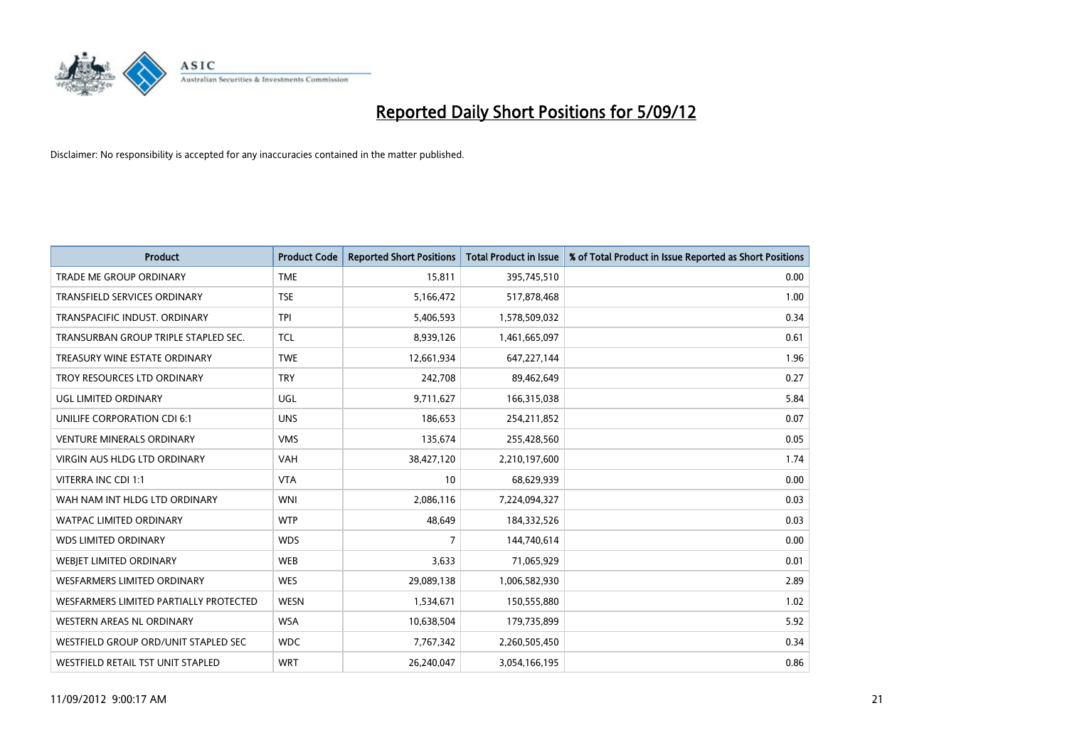# Reported Daily Short Positions for 5/09/12

Disclaimer: No responsibility is accepted for any inaccuracies contained in the matter published.

| Product | Product Code | Reported Short Positions | Total Product in Issue | % of Total Product in Issue Reported as Short Positions |
|---|---|---|---|---|
| TRADE ME GROUP ORDINARY | TME | 15,811 | 395,745,510 | 0.00 |
| TRANSFIELD SERVICES ORDINARY | TSE | 5,166,472 | 517,878,468 | 1.00 |
| TRANSPACIFIC INDUST. ORDINARY | TPI | 5,406,593 | 1,578,509,032 | 0.34 |
| TRANSURBAN GROUP TRIPLE STAPLED SEC. | TCL | 8,939,126 | 1,461,665,097 | 0.61 |
| TREASURY WINE ESTATE ORDINARY | TWE | 12,661,934 | 647,227,144 | 1.96 |
| TROY RESOURCES LTD ORDINARY | TRY | 242,708 | 89,462,649 | 0.27 |
| UGL LIMITED ORDINARY | UGL | 9,711,627 | 166,315,038 | 5.84 |
| UNILIFE CORPORATION CDI 6:1 | UNS | 186,653 | 254,211,852 | 0.07 |
| VENTURE MINERALS ORDINARY | VMS | 135,674 | 255,428,560 | 0.05 |
| VIRGIN AUS HLDG LTD ORDINARY | VAH | 38,427,120 | 2,210,197,600 | 1.74 |
| VITERRA INC CDI 1:1 | VTA | 10 | 68,629,939 | 0.00 |
| WAH NAM INT HLDG LTD ORDINARY | WNI | 2,086,116 | 7,224,094,327 | 0.03 |
| WATPAC LIMITED ORDINARY | WTP | 48,649 | 184,332,526 | 0.03 |
| WDS LIMITED ORDINARY | WDS | 7 | 144,740,614 | 0.00 |
| WEBJET LIMITED ORDINARY | WEB | 3,633 | 71,065,929 | 0.01 |
| WESFARMERS LIMITED ORDINARY | WES | 29,089,138 | 1,006,582,930 | 2.89 |
| WESFARMERS LIMITED PARTIALLY PROTECTED | WESN | 1,534,671 | 150,555,880 | 1.02 |
| WESTERN AREAS NL ORDINARY | WSA | 10,638,504 | 179,735,899 | 5.92 |
| WESTFIELD GROUP ORD/UNIT STAPLED SEC | WDC | 7,767,342 | 2,260,505,450 | 0.34 |
| WESTFIELD RETAIL TST UNIT STAPLED | WRT | 26,240,047 | 3,054,166,195 | 0.86 |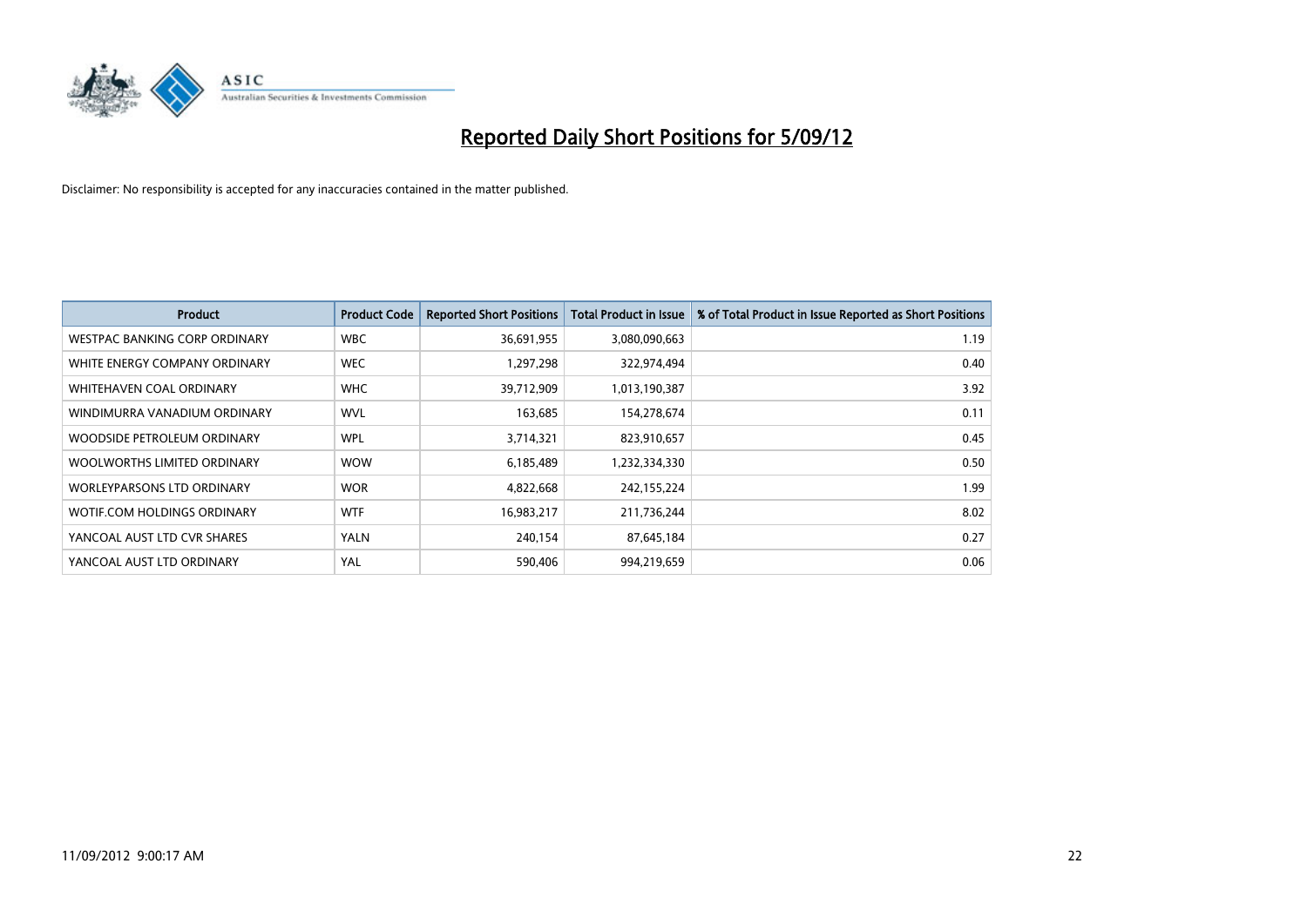# Reported Daily Short Positions for 5/09/12

Disclaimer: No responsibility is accepted for any inaccuracies contained in the matter published.

| Product | Product Code | Reported Short Positions | Total Product in Issue | % of Total Product in Issue Reported as Short Positions |
|---|---|---|---|---|
| WESTPAC BANKING CORP ORDINARY | WBC | 36,691,955 | 3,080,090,663 | 1.19 |
| WHITE ENERGY COMPANY ORDINARY | WEC | 1,297,298 | 322,974,494 | 0.40 |
| WHITEHAVEN COAL ORDINARY | WHC | 39,712,909 | 1,013,190,387 | 3.92 |
| WINDIMURRA VANADIUM ORDINARY | WVL | 163,685 | 154,278,674 | 0.11 |
| WOODSIDE PETROLEUM ORDINARY | WPL | 3,714,321 | 823,910,657 | 0.45 |
| WOOLWORTHS LIMITED ORDINARY | WOW | 6,185,489 | 1,232,334,330 | 0.50 |
| WORLEYPARSONS LTD ORDINARY | WOR | 4,822,668 | 242,155,224 | 1.99 |
| WOTIF.COM HOLDINGS ORDINARY | WTF | 16,983,217 | 211,736,244 | 8.02 |
| YANCOAL AUST LTD CVR SHARES | YALN | 240,154 | 87,645,184 | 0.27 |
| YANCOAL AUST LTD ORDINARY | YAL | 590,406 | 994,219,659 | 0.06 |

11/09/2012 9:00:17 AM